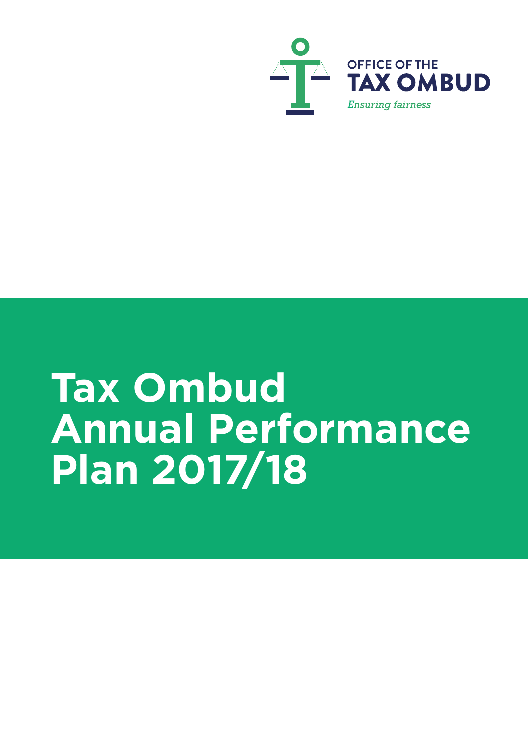OFFICE OF THE
**TAX OMBUD**
*Ensuring fairness*

# Tax Ombud Annual Performance Plan 2017/18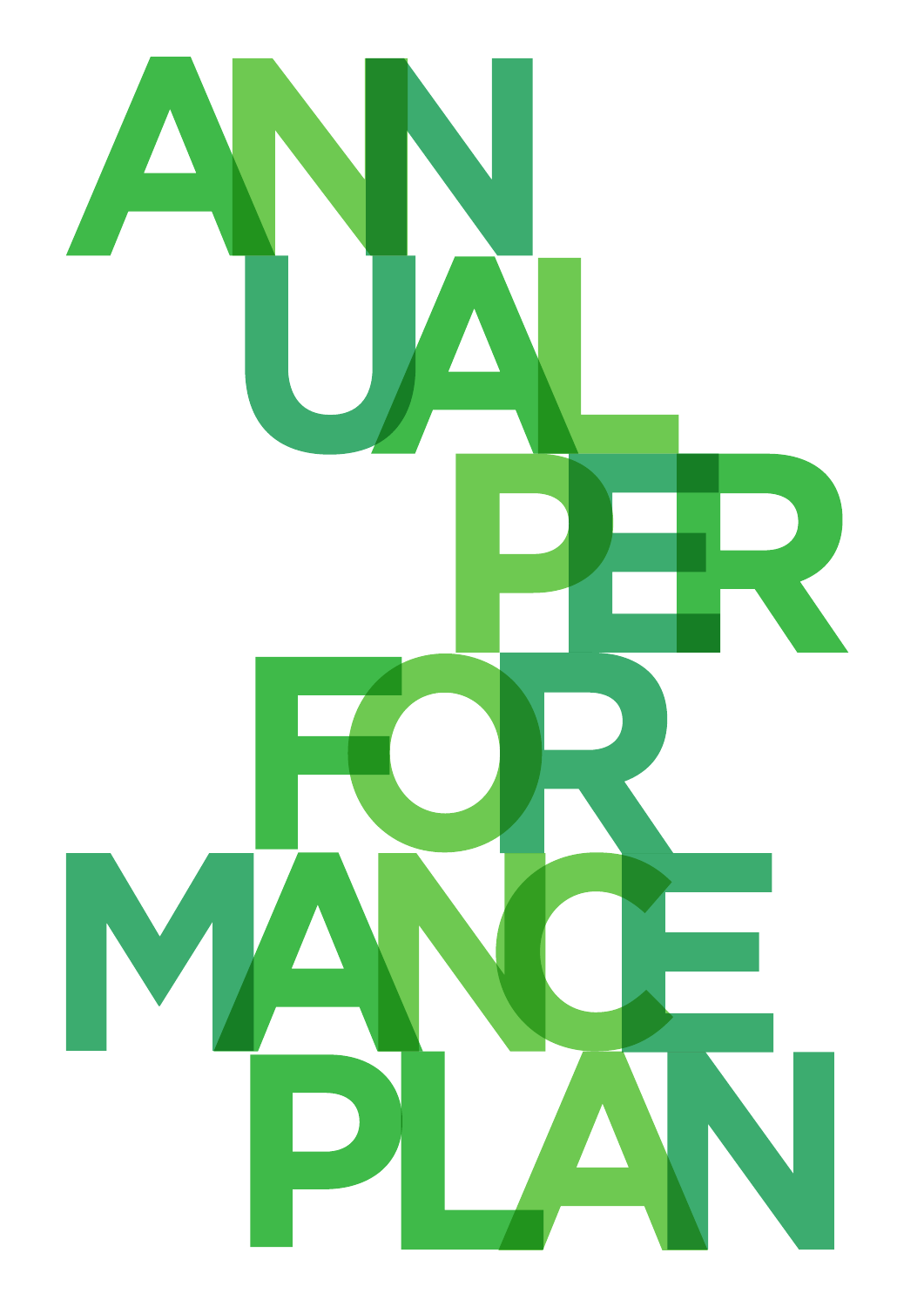# ANNUAL PERFORMANCE PLAN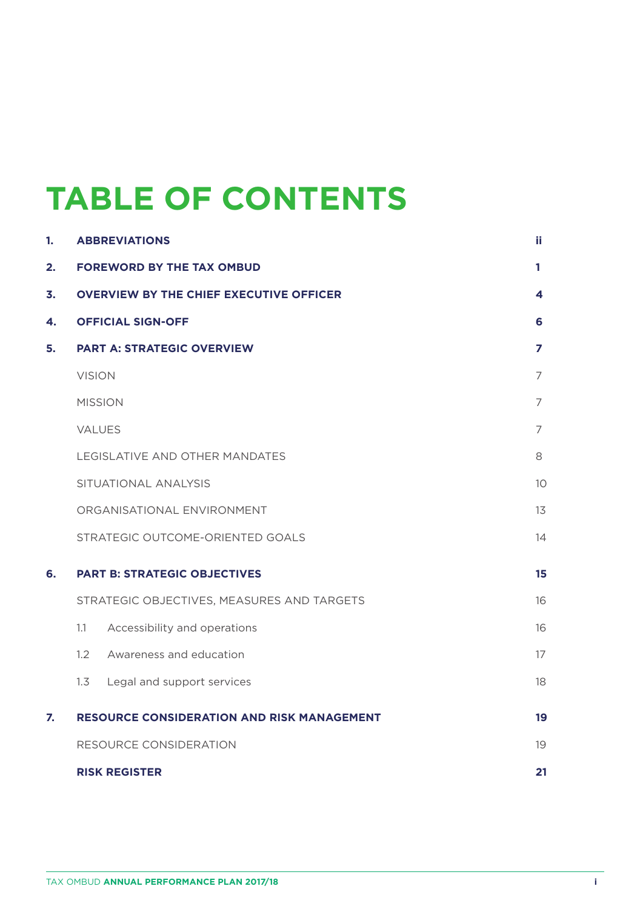# TABLE OF CONTENTS

| | | |
|---|---|---|
| **1.** | **ABBREVIATIONS** | **ii** |
| **2.** | **FOREWORD BY THE TAX OMBUD** | **1** |
| **3.** | **OVERVIEW BY THE CHIEF EXECUTIVE OFFICER** | **4** |
| **4.** | **OFFICIAL SIGN-OFF** | **6** |
| **5.** | **PART A: STRATEGIC OVERVIEW** | **7** |
| | VISION | 7 |
| | MISSION | 7 |
| | VALUES | 7 |
| | LEGISLATIVE AND OTHER MANDATES | 8 |
| | SITUATIONAL ANALYSIS | 10 |
| | ORGANISATIONAL ENVIRONMENT | 13 |
| | STRATEGIC OUTCOME-ORIENTED GOALS | 14 |
| **6.** | **PART B: STRATEGIC OBJECTIVES** | **15** |
| | STRATEGIC OBJECTIVES, MEASURES AND TARGETS | 16 |
| | 1.1 Accessibility and operations | 16 |
| | 1.2 Awareness and education | 17 |
| | 1.3 Legal and support services | 18 |
| **7.** | **RESOURCE CONSIDERATION AND RISK MANAGEMENT** | **19** |
| | RESOURCE CONSIDERATION | 19 |
| | **RISK REGISTER** | **21** |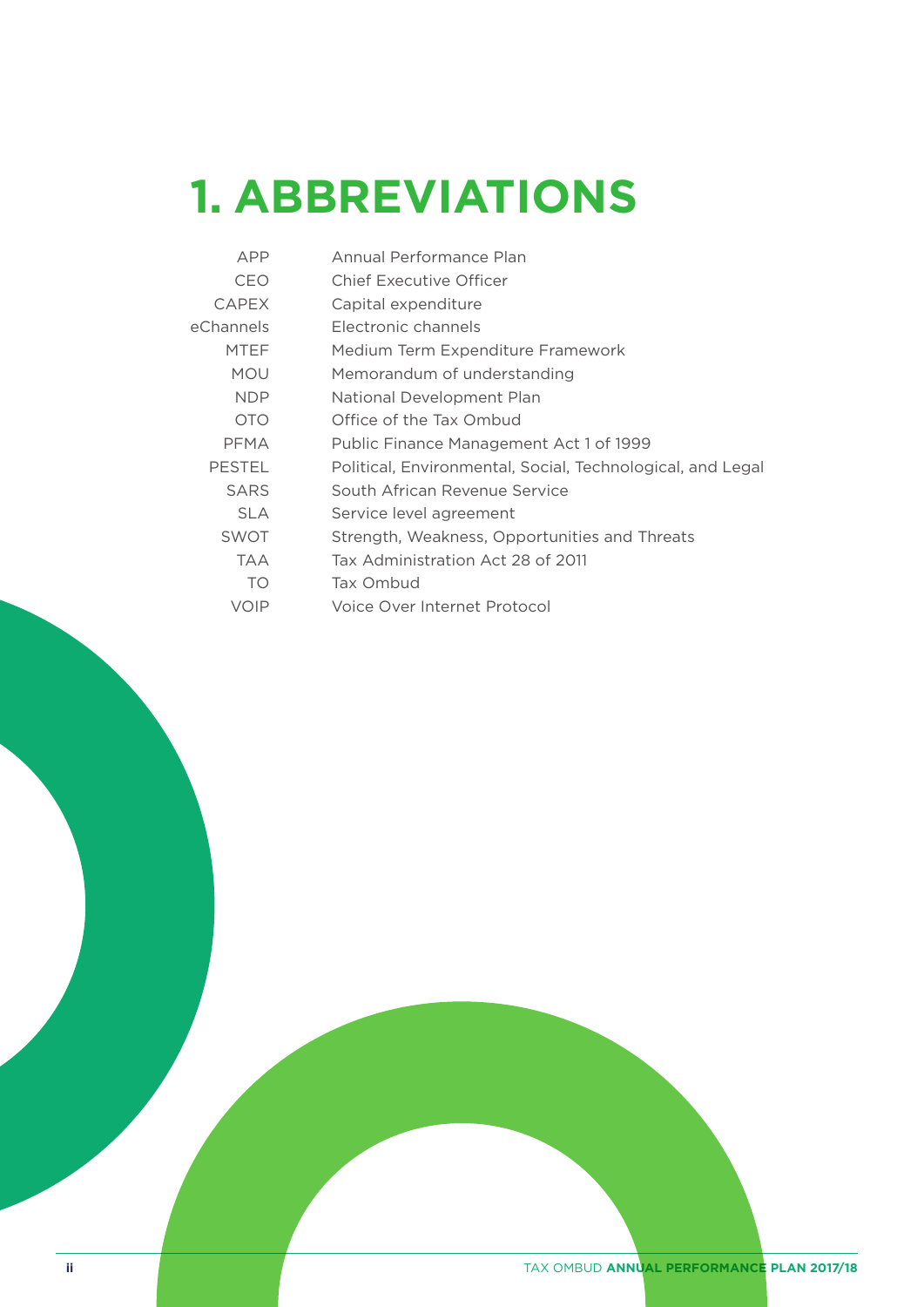# 1. ABBREVIATIONS

| | |
|---|---|
| APP | Annual Performance Plan |
| CEO | Chief Executive Officer |
| CAPEX | Capital expenditure |
| eChannels | Electronic channels |
| MTEF | Medium Term Expenditure Framework |
| MOU | Memorandum of understanding |
| NDP | National Development Plan |
| OTO | Office of the Tax Ombud |
| PFMA | Public Finance Management Act 1 of 1999 |
| PESTEL | Political, Environmental, Social, Technological, and Legal |
| SARS | South African Revenue Service |
| SLA | Service level agreement |
| SWOT | Strength, Weakness, Opportunities and Threats |
| TAA | Tax Administration Act 28 of 2011 |
| TO | Tax Ombud |
| VOIP | Voice Over Internet Protocol |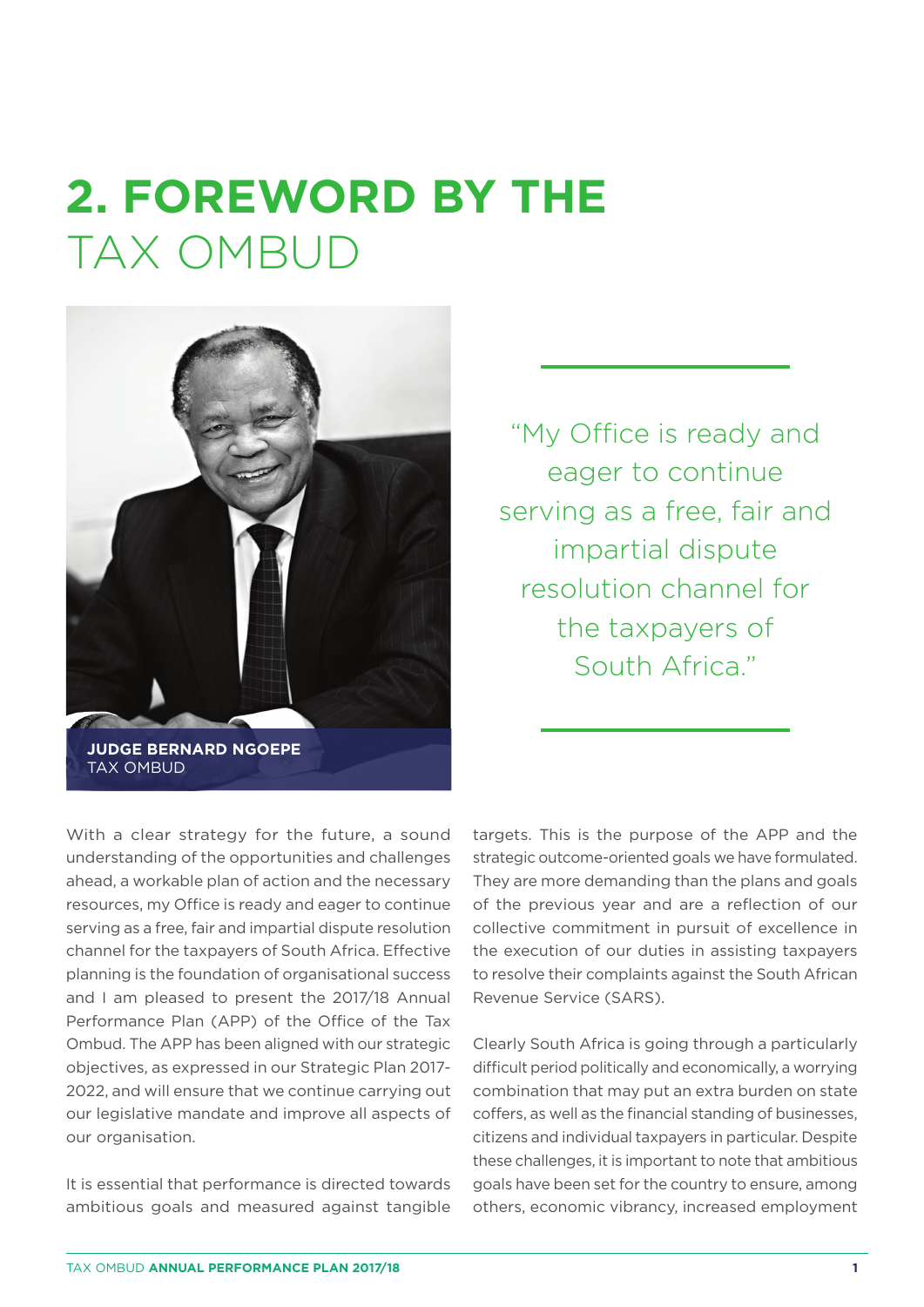# 2. FOREWORD BY THE TAX OMBUD

**JUDGE BERNARD NGOEPE**
TAX OMBUD

"My Office is ready and eager to continue serving as a free, fair and impartial dispute resolution channel for the taxpayers of South Africa."

With a clear strategy for the future, a sound understanding of the opportunities and challenges ahead, a workable plan of action and the necessary resources, my Office is ready and eager to continue serving as a free, fair and impartial dispute resolution channel for the taxpayers of South Africa. Effective planning is the foundation of organisational success and I am pleased to present the 2017/18 Annual Performance Plan (APP) of the Office of the Tax Ombud. The APP has been aligned with our strategic objectives, as expressed in our Strategic Plan 2017-2022, and will ensure that we continue carrying out our legislative mandate and improve all aspects of our organisation.

It is essential that performance is directed towards ambitious goals and measured against tangible targets. This is the purpose of the APP and the strategic outcome-oriented goals we have formulated. They are more demanding than the plans and goals of the previous year and are a reflection of our collective commitment in pursuit of excellence in the execution of our duties in assisting taxpayers to resolve their complaints against the South African Revenue Service (SARS).

Clearly South Africa is going through a particularly difficult period politically and economically, a worrying combination that may put an extra burden on state coffers, as well as the financial standing of businesses, citizens and individual taxpayers in particular. Despite these challenges, it is important to note that ambitious goals have been set for the country to ensure, among others, economic vibrancy, increased employment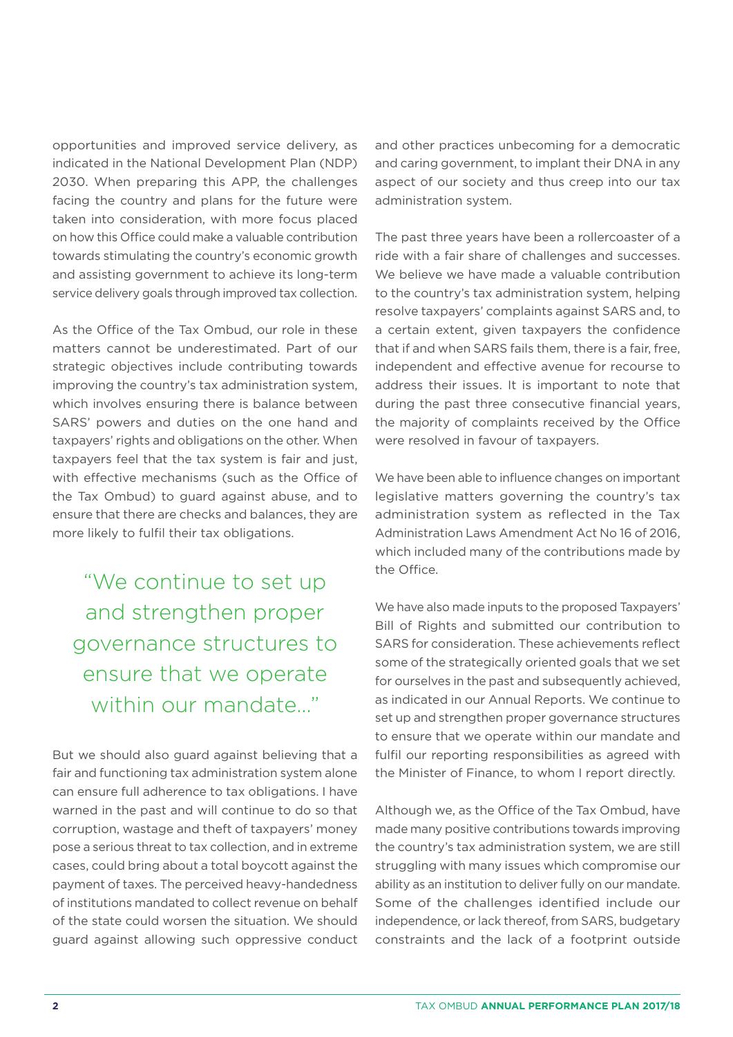opportunities and improved service delivery, as indicated in the National Development Plan (NDP) 2030. When preparing this APP, the challenges facing the country and plans for the future were taken into consideration, with more focus placed on how this Office could make a valuable contribution towards stimulating the country's economic growth and assisting government to achieve its long-term service delivery goals through improved tax collection.

As the Office of the Tax Ombud, our role in these matters cannot be underestimated. Part of our strategic objectives include contributing towards improving the country's tax administration system, which involves ensuring there is balance between SARS' powers and duties on the one hand and taxpayers' rights and obligations on the other. When taxpayers feel that the tax system is fair and just, with effective mechanisms (such as the Office of the Tax Ombud) to guard against abuse, and to ensure that there are checks and balances, they are more likely to fulfil their tax obligations.

> "We continue to set up and strengthen proper governance structures to ensure that we operate within our mandate..."

But we should also guard against believing that a fair and functioning tax administration system alone can ensure full adherence to tax obligations. I have warned in the past and will continue to do so that corruption, wastage and theft of taxpayers' money pose a serious threat to tax collection, and in extreme cases, could bring about a total boycott against the payment of taxes. The perceived heavy-handedness of institutions mandated to collect revenue on behalf of the state could worsen the situation. We should guard against allowing such oppressive conduct and other practices unbecoming for a democratic and caring government, to implant their DNA in any aspect of our society and thus creep into our tax administration system.

The past three years have been a rollercoaster of a ride with a fair share of challenges and successes. We believe we have made a valuable contribution to the country's tax administration system, helping resolve taxpayers' complaints against SARS and, to a certain extent, given taxpayers the confidence that if and when SARS fails them, there is a fair, free, independent and effective avenue for recourse to address their issues. It is important to note that during the past three consecutive financial years, the majority of complaints received by the Office were resolved in favour of taxpayers.

We have been able to influence changes on important legislative matters governing the country's tax administration system as reflected in the Tax Administration Laws Amendment Act No 16 of 2016, which included many of the contributions made by the Office.

We have also made inputs to the proposed Taxpayers' Bill of Rights and submitted our contribution to SARS for consideration. These achievements reflect some of the strategically oriented goals that we set for ourselves in the past and subsequently achieved, as indicated in our Annual Reports. We continue to set up and strengthen proper governance structures to ensure that we operate within our mandate and fulfil our reporting responsibilities as agreed with the Minister of Finance, to whom I report directly.

Although we, as the Office of the Tax Ombud, have made many positive contributions towards improving the country's tax administration system, we are still struggling with many issues which compromise our ability as an institution to deliver fully on our mandate. Some of the challenges identified include our independence, or lack thereof, from SARS, budgetary constraints and the lack of a footprint outside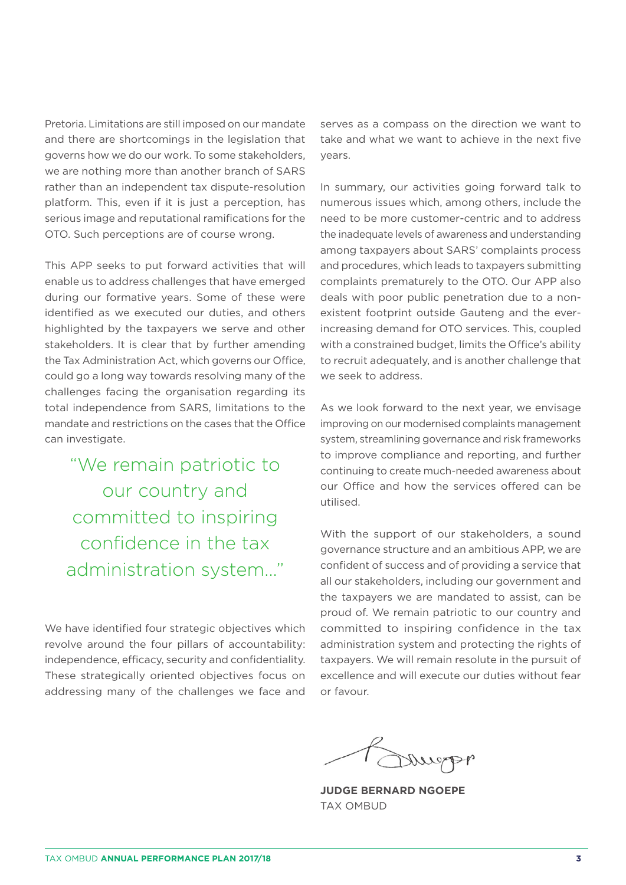Pretoria. Limitations are still imposed on our mandate and there are shortcomings in the legislation that governs how we do our work. To some stakeholders, we are nothing more than another branch of SARS rather than an independent tax dispute-resolution platform. This, even if it is just a perception, has serious image and reputational ramifications for the OTO. Such perceptions are of course wrong.

This APP seeks to put forward activities that will enable us to address challenges that have emerged during our formative years. Some of these were identified as we executed our duties, and others highlighted by the taxpayers we serve and other stakeholders. It is clear that by further amending the Tax Administration Act, which governs our Office, could go a long way towards resolving many of the challenges facing the organisation regarding its total independence from SARS, limitations to the mandate and restrictions on the cases that the Office can investigate.

> "We remain patriotic to our country and committed to inspiring confidence in the tax administration system..."

We have identified four strategic objectives which revolve around the four pillars of accountability: independence, efficacy, security and confidentiality. These strategically oriented objectives focus on addressing many of the challenges we face and serves as a compass on the direction we want to take and what we want to achieve in the next five years.

In summary, our activities going forward talk to numerous issues which, among others, include the need to be more customer-centric and to address the inadequate levels of awareness and understanding among taxpayers about SARS' complaints process and procedures, which leads to taxpayers submitting complaints prematurely to the OTO. Our APP also deals with poor public penetration due to a non-existent footprint outside Gauteng and the ever-increasing demand for OTO services. This, coupled with a constrained budget, limits the Office's ability to recruit adequately, and is another challenge that we seek to address.

As we look forward to the next year, we envisage improving on our modernised complaints management system, streamlining governance and risk frameworks to improve compliance and reporting, and further continuing to create much-needed awareness about our Office and how the services offered can be utilised.

With the support of our stakeholders, a sound governance structure and an ambitious APP, we are confident of success and of providing a service that all our stakeholders, including our government and the taxpayers we are mandated to assist, can be proud of. We remain patriotic to our country and committed to inspiring confidence in the tax administration system and protecting the rights of taxpayers. We will remain resolute in the pursuit of excellence and will execute our duties without fear or favour.

**JUDGE BERNARD NGOEPE**
TAX OMBUD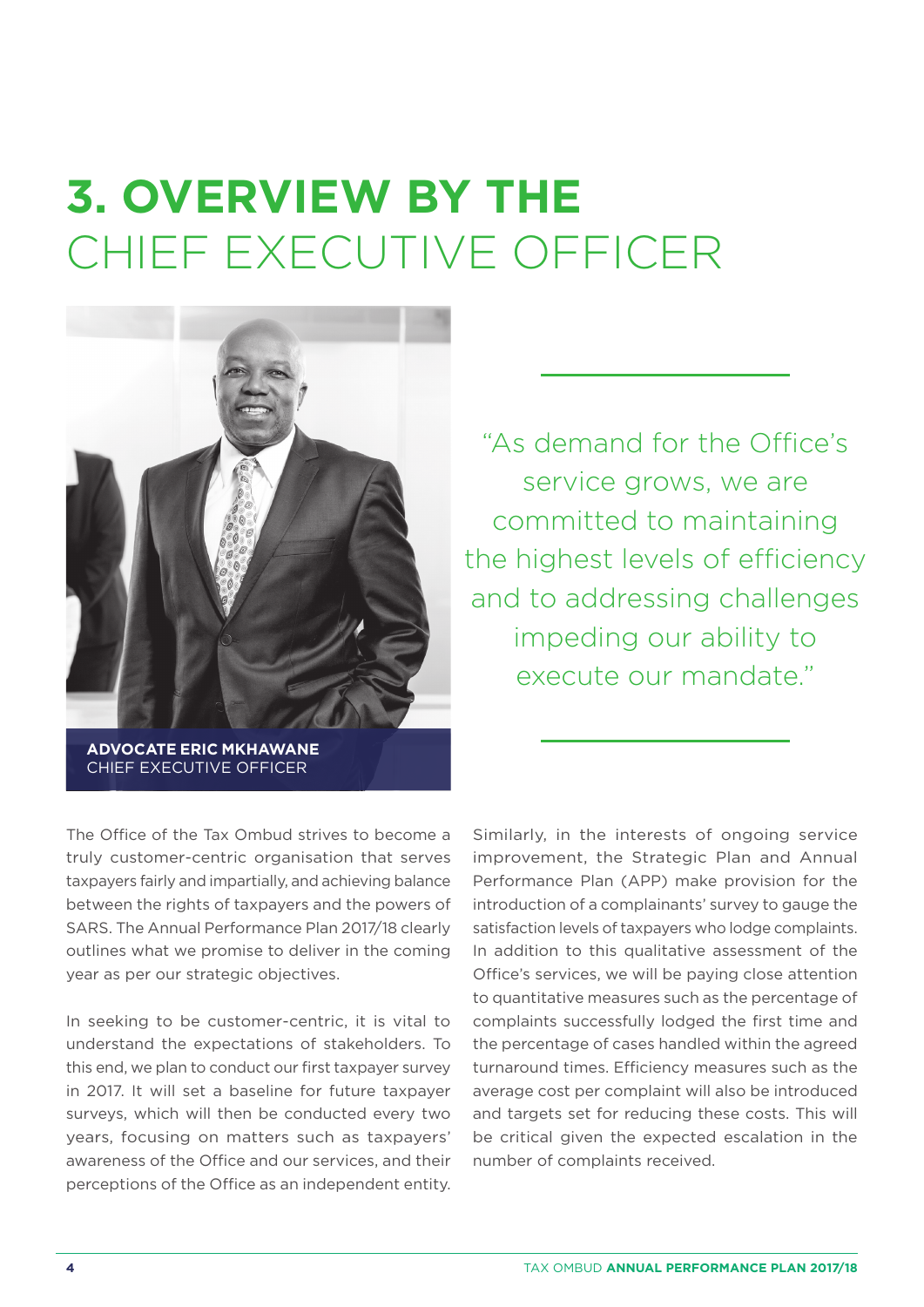# 3. OVERVIEW BY THE CHIEF EXECUTIVE OFFICER

**ADVOCATE ERIC MKHAWANE**
CHIEF EXECUTIVE OFFICER

> "As demand for the Office's service grows, we are committed to maintaining the highest levels of efficiency and to addressing challenges impeding our ability to execute our mandate."

The Office of the Tax Ombud strives to become a truly customer-centric organisation that serves taxpayers fairly and impartially, and achieving balance between the rights of taxpayers and the powers of SARS. The Annual Performance Plan 2017/18 clearly outlines what we promise to deliver in the coming year as per our strategic objectives.

In seeking to be customer-centric, it is vital to understand the expectations of stakeholders. To this end, we plan to conduct our first taxpayer survey in 2017. It will set a baseline for future taxpayer surveys, which will then be conducted every two years, focusing on matters such as taxpayers' awareness of the Office and our services, and their perceptions of the Office as an independent entity.

Similarly, in the interests of ongoing service improvement, the Strategic Plan and Annual Performance Plan (APP) make provision for the introduction of a complainants' survey to gauge the satisfaction levels of taxpayers who lodge complaints. In addition to this qualitative assessment of the Office's services, we will be paying close attention to quantitative measures such as the percentage of complaints successfully lodged the first time and the percentage of cases handled within the agreed turnaround times. Efficiency measures such as the average cost per complaint will also be introduced and targets set for reducing these costs. This will be critical given the expected escalation in the number of complaints received.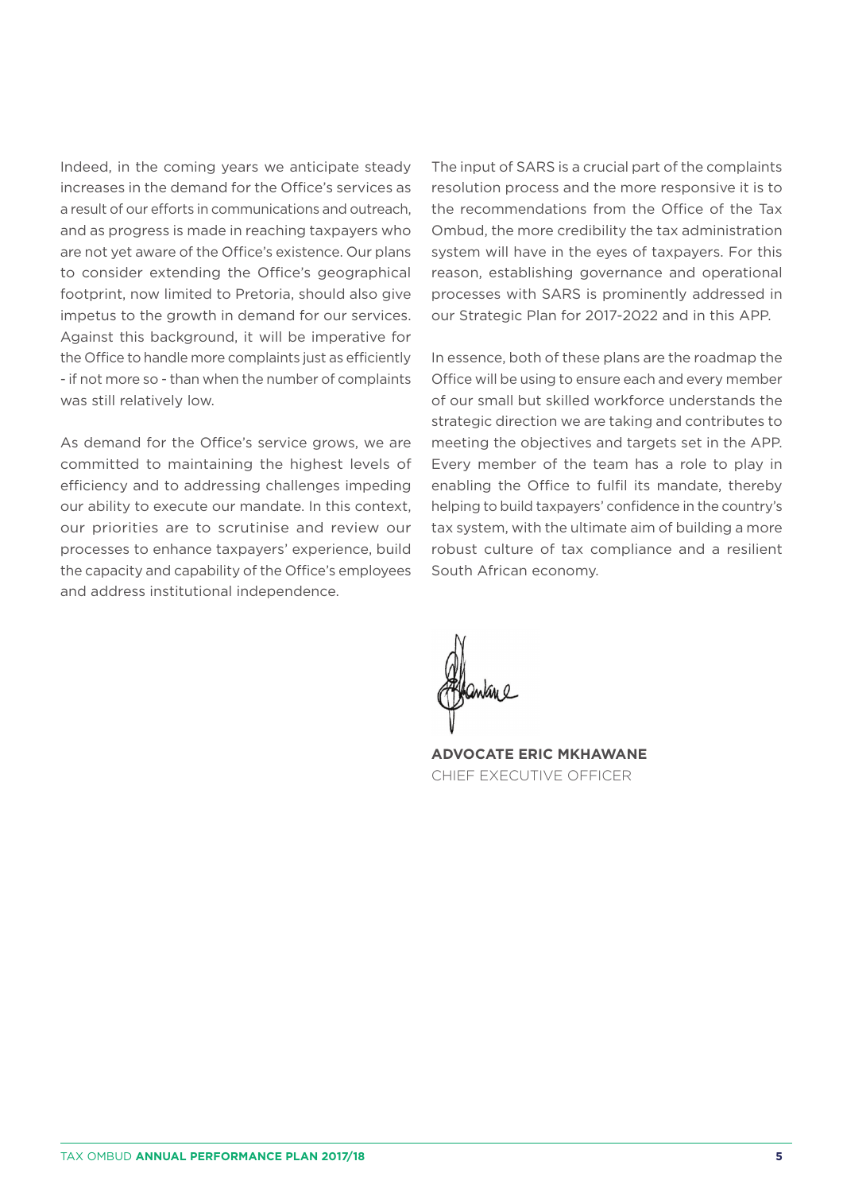Indeed, in the coming years we anticipate steady increases in the demand for the Office's services as a result of our efforts in communications and outreach, and as progress is made in reaching taxpayers who are not yet aware of the Office's existence. Our plans to consider extending the Office's geographical footprint, now limited to Pretoria, should also give impetus to the growth in demand for our services. Against this background, it will be imperative for the Office to handle more complaints just as efficiently - if not more so - than when the number of complaints was still relatively low.

As demand for the Office's service grows, we are committed to maintaining the highest levels of efficiency and to addressing challenges impeding our ability to execute our mandate. In this context, our priorities are to scrutinise and review our processes to enhance taxpayers' experience, build the capacity and capability of the Office's employees and address institutional independence.

The input of SARS is a crucial part of the complaints resolution process and the more responsive it is to the recommendations from the Office of the Tax Ombud, the more credibility the tax administration system will have in the eyes of taxpayers. For this reason, establishing governance and operational processes with SARS is prominently addressed in our Strategic Plan for 2017-2022 and in this APP.

In essence, both of these plans are the roadmap the Office will be using to ensure each and every member of our small but skilled workforce understands the strategic direction we are taking and contributes to meeting the objectives and targets set in the APP. Every member of the team has a role to play in enabling the Office to fulfil its mandate, thereby helping to build taxpayers' confidence in the country's tax system, with the ultimate aim of building a more robust culture of tax compliance and a resilient South African economy.

**ADVOCATE ERIC MKHAWANE**
CHIEF EXECUTIVE OFFICER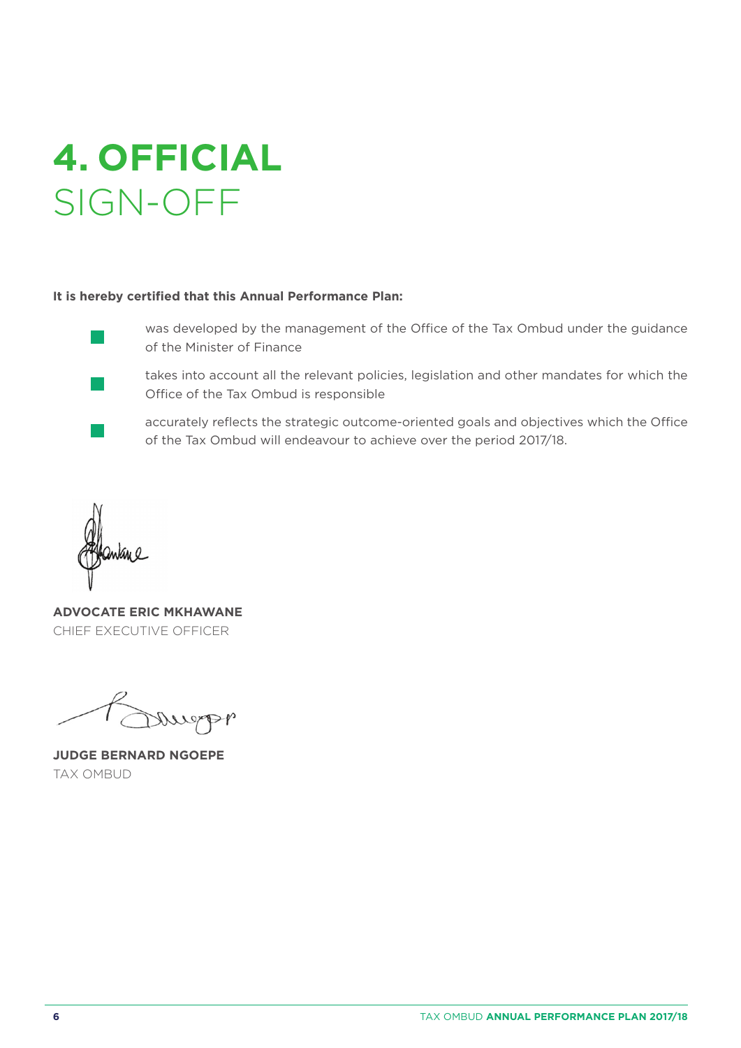# 4. OFFICIAL SIGN-OFF

**It is hereby certified that this Annual Performance Plan:**

- was developed by the management of the Office of the Tax Ombud under the guidance of the Minister of Finance
- takes into account all the relevant policies, legislation and other mandates for which the Office of the Tax Ombud is responsible
- accurately reflects the strategic outcome-oriented goals and objectives which the Office of the Tax Ombud will endeavour to achieve over the period 2017/18.

**ADVOCATE ERIC MKHAWANE**
CHIEF EXECUTIVE OFFICER

**JUDGE BERNARD NGOEPE**
TAX OMBUD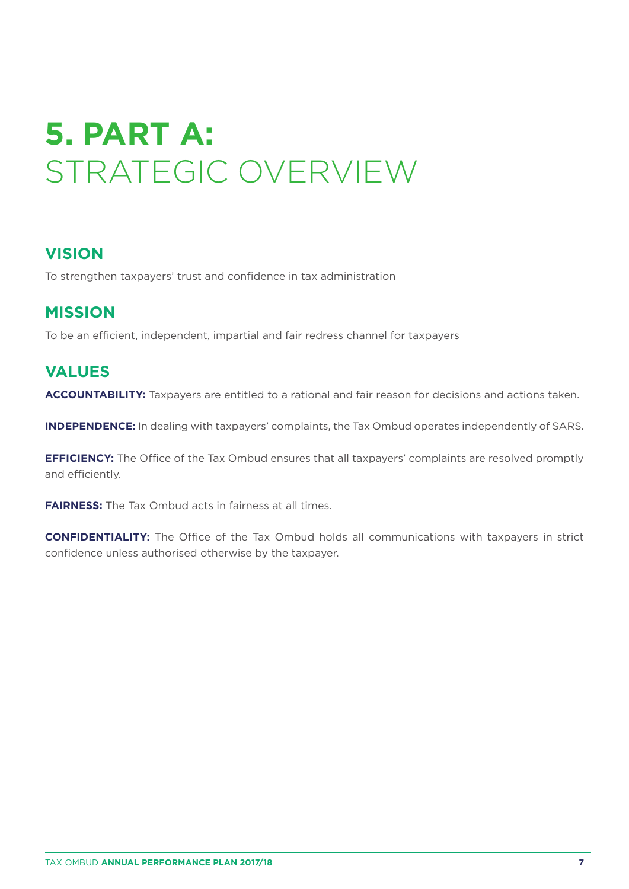# 5. PART A: STRATEGIC OVERVIEW

## VISION

To strengthen taxpayers' trust and confidence in tax administration

## MISSION

To be an efficient, independent, impartial and fair redress channel for taxpayers

## VALUES

**ACCOUNTABILITY:** Taxpayers are entitled to a rational and fair reason for decisions and actions taken.

**INDEPENDENCE:** In dealing with taxpayers' complaints, the Tax Ombud operates independently of SARS.

**EFFICIENCY:** The Office of the Tax Ombud ensures that all taxpayers' complaints are resolved promptly and efficiently.

**FAIRNESS:** The Tax Ombud acts in fairness at all times.

**CONFIDENTIALITY:** The Office of the Tax Ombud holds all communications with taxpayers in strict confidence unless authorised otherwise by the taxpayer.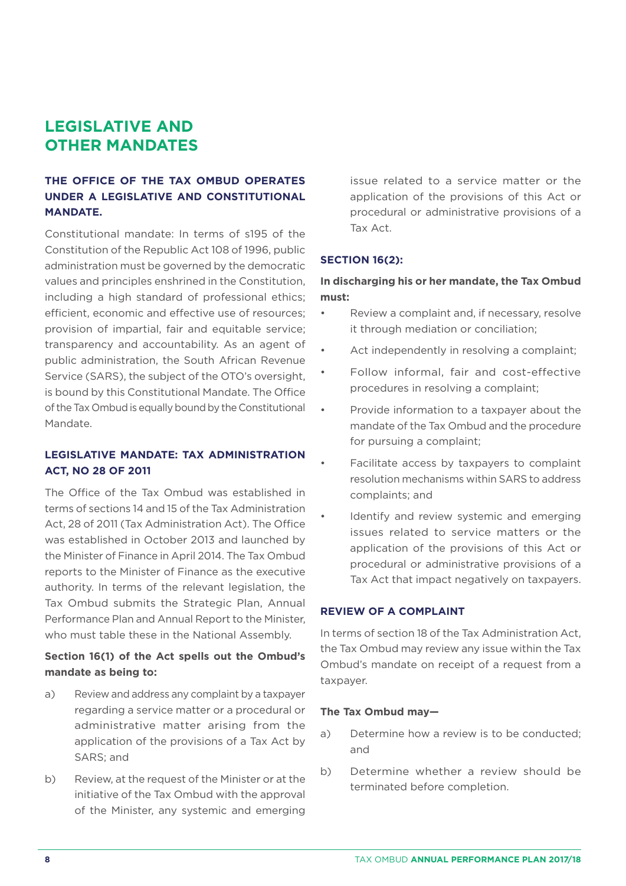# LEGISLATIVE AND OTHER MANDATES

### THE OFFICE OF THE TAX OMBUD OPERATES UNDER A LEGISLATIVE AND CONSTITUTIONAL MANDATE.

Constitutional mandate: In terms of s195 of the Constitution of the Republic Act 108 of 1996, public administration must be governed by the democratic values and principles enshrined in the Constitution, including a high standard of professional ethics; efficient, economic and effective use of resources; provision of impartial, fair and equitable service; transparency and accountability. As an agent of public administration, the South African Revenue Service (SARS), the subject of the OTO's oversight, is bound by this Constitutional Mandate. The Office of the Tax Ombud is equally bound by the Constitutional Mandate.

### LEGISLATIVE MANDATE: TAX ADMINISTRATION ACT, NO 28 OF 2011

The Office of the Tax Ombud was established in terms of sections 14 and 15 of the Tax Administration Act, 28 of 2011 (Tax Administration Act). The Office was established in October 2013 and launched by the Minister of Finance in April 2014. The Tax Ombud reports to the Minister of Finance as the executive authority. In terms of the relevant legislation, the Tax Ombud submits the Strategic Plan, Annual Performance Plan and Annual Report to the Minister, who must table these in the National Assembly.

**Section 16(1) of the Act spells out the Ombud's mandate as being to:**

a) Review and address any complaint by a taxpayer regarding a service matter or a procedural or administrative matter arising from the application of the provisions of a Tax Act by SARS; and

b) Review, at the request of the Minister or at the initiative of the Tax Ombud with the approval of the Minister, any systemic and emerging issue related to a service matter or the application of the provisions of this Act or procedural or administrative provisions of a Tax Act.

### SECTION 16(2):

**In discharging his or her mandate, the Tax Ombud must:**

- Review a complaint and, if necessary, resolve it through mediation or conciliation;
- Act independently in resolving a complaint;
- Follow informal, fair and cost-effective procedures in resolving a complaint;
- Provide information to a taxpayer about the mandate of the Tax Ombud and the procedure for pursuing a complaint;
- Facilitate access by taxpayers to complaint resolution mechanisms within SARS to address complaints; and
- Identify and review systemic and emerging issues related to service matters or the application of the provisions of this Act or procedural or administrative provisions of a Tax Act that impact negatively on taxpayers.

### REVIEW OF A COMPLAINT

In terms of section 18 of the Tax Administration Act, the Tax Ombud may review any issue within the Tax Ombud's mandate on receipt of a request from a taxpayer.

**The Tax Ombud may—**

a) Determine how a review is to be conducted; and

b) Determine whether a review should be terminated before completion.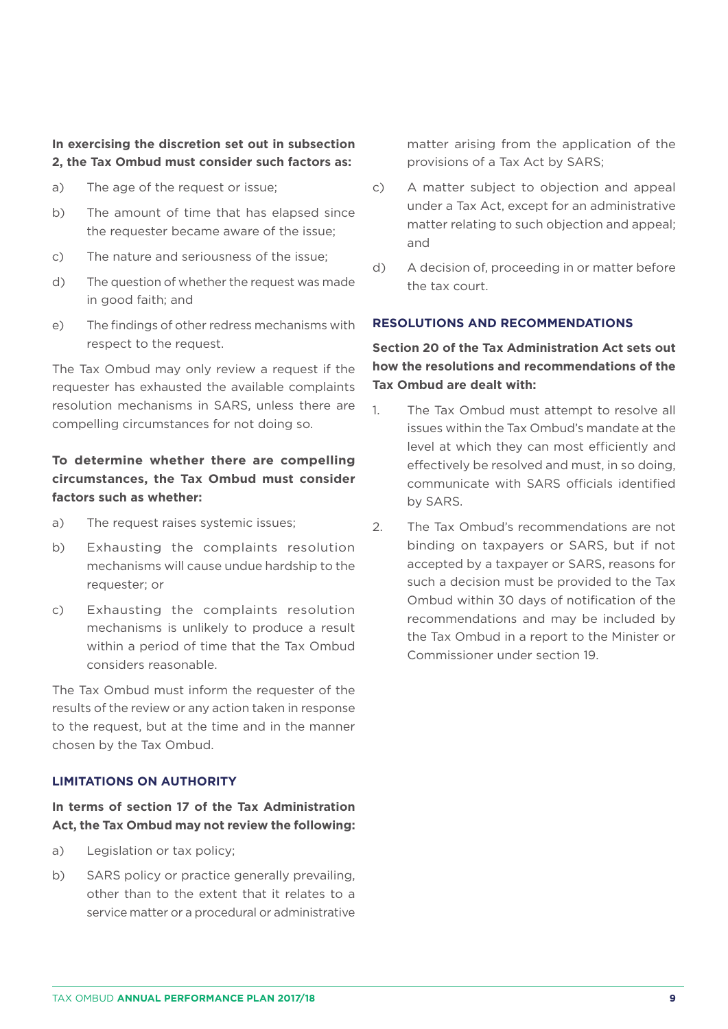**In exercising the discretion set out in subsection 2, the Tax Ombud must consider such factors as:**

a) The age of the request or issue;

b) The amount of time that has elapsed since the requester became aware of the issue;

c) The nature and seriousness of the issue;

d) The question of whether the request was made in good faith; and

e) The findings of other redress mechanisms with respect to the request.

The Tax Ombud may only review a request if the requester has exhausted the available complaints resolution mechanisms in SARS, unless there are compelling circumstances for not doing so.

**To determine whether there are compelling circumstances, the Tax Ombud must consider factors such as whether:**

a) The request raises systemic issues;

b) Exhausting the complaints resolution mechanisms will cause undue hardship to the requester; or

c) Exhausting the complaints resolution mechanisms is unlikely to produce a result within a period of time that the Tax Ombud considers reasonable.

The Tax Ombud must inform the requester of the results of the review or any action taken in response to the request, but at the time and in the manner chosen by the Tax Ombud.

## LIMITATIONS ON AUTHORITY

**In terms of section 17 of the Tax Administration Act, the Tax Ombud may not review the following:**

a) Legislation or tax policy;

b) SARS policy or practice generally prevailing, other than to the extent that it relates to a service matter or a procedural or administrative matter arising from the application of the provisions of a Tax Act by SARS;

c) A matter subject to objection and appeal under a Tax Act, except for an administrative matter relating to such objection and appeal; and

d) A decision of, proceeding in or matter before the tax court.

## RESOLUTIONS AND RECOMMENDATIONS

**Section 20 of the Tax Administration Act sets out how the resolutions and recommendations of the Tax Ombud are dealt with:**

1. The Tax Ombud must attempt to resolve all issues within the Tax Ombud's mandate at the level at which they can most efficiently and effectively be resolved and must, in so doing, communicate with SARS officials identified by SARS.

2. The Tax Ombud's recommendations are not binding on taxpayers or SARS, but if not accepted by a taxpayer or SARS, reasons for such a decision must be provided to the Tax Ombud within 30 days of notification of the recommendations and may be included by the Tax Ombud in a report to the Minister or Commissioner under section 19.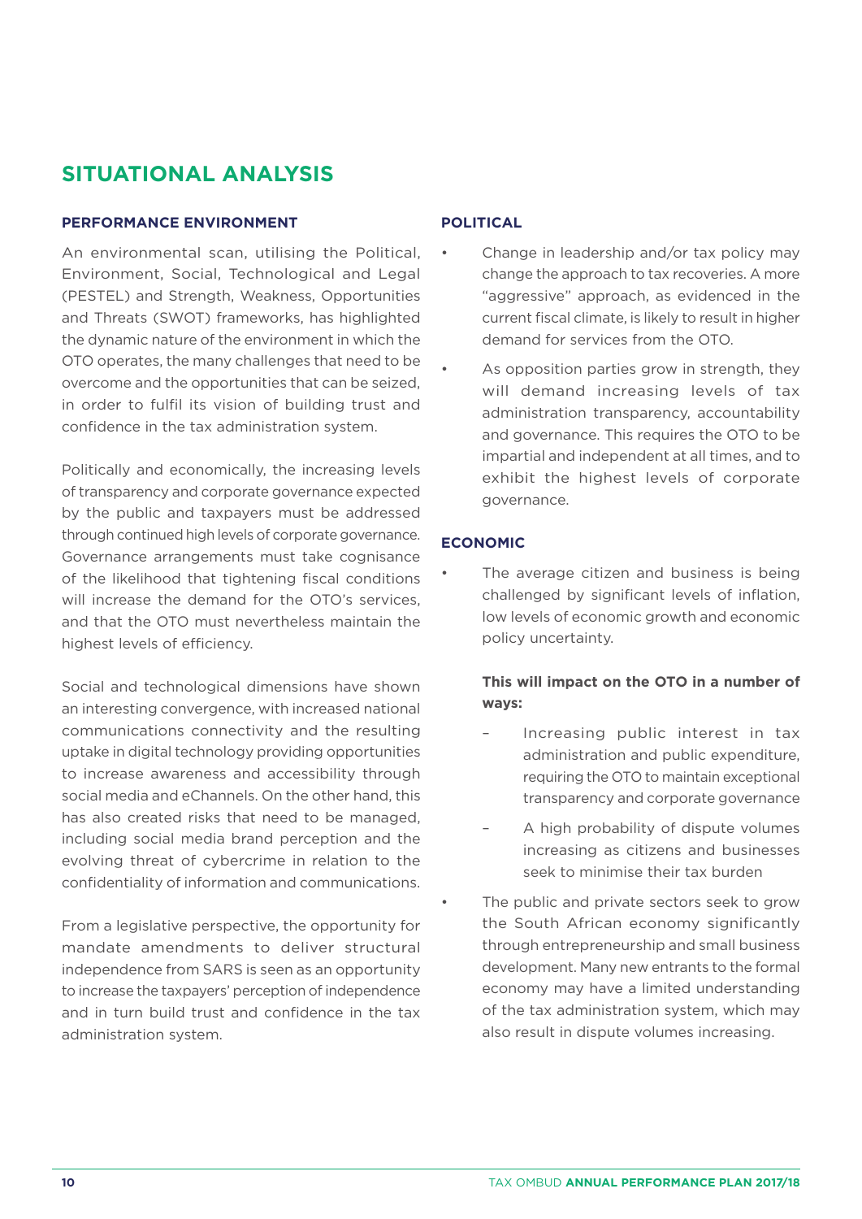# SITUATIONAL ANALYSIS

## PERFORMANCE ENVIRONMENT

An environmental scan, utilising the Political, Environment, Social, Technological and Legal (PESTEL) and Strength, Weakness, Opportunities and Threats (SWOT) frameworks, has highlighted the dynamic nature of the environment in which the OTO operates, the many challenges that need to be overcome and the opportunities that can be seized, in order to fulfil its vision of building trust and confidence in the tax administration system.

Politically and economically, the increasing levels of transparency and corporate governance expected by the public and taxpayers must be addressed through continued high levels of corporate governance. Governance arrangements must take cognisance of the likelihood that tightening fiscal conditions will increase the demand for the OTO's services, and that the OTO must nevertheless maintain the highest levels of efficiency.

Social and technological dimensions have shown an interesting convergence, with increased national communications connectivity and the resulting uptake in digital technology providing opportunities to increase awareness and accessibility through social media and eChannels. On the other hand, this has also created risks that need to be managed, including social media brand perception and the evolving threat of cybercrime in relation to the confidentiality of information and communications.

From a legislative perspective, the opportunity for mandate amendments to deliver structural independence from SARS is seen as an opportunity to increase the taxpayers' perception of independence and in turn build trust and confidence in the tax administration system.

## POLITICAL

- Change in leadership and/or tax policy may change the approach to tax recoveries. A more "aggressive" approach, as evidenced in the current fiscal climate, is likely to result in higher demand for services from the OTO.
- As opposition parties grow in strength, they will demand increasing levels of tax administration transparency, accountability and governance. This requires the OTO to be impartial and independent at all times, and to exhibit the highest levels of corporate governance.

## ECONOMIC

- The average citizen and business is being challenged by significant levels of inflation, low levels of economic growth and economic policy uncertainty.

  **This will impact on the OTO in a number of ways:**

  - Increasing public interest in tax administration and public expenditure, requiring the OTO to maintain exceptional transparency and corporate governance
  - A high probability of dispute volumes increasing as citizens and businesses seek to minimise their tax burden

- The public and private sectors seek to grow the South African economy significantly through entrepreneurship and small business development. Many new entrants to the formal economy may have a limited understanding of the tax administration system, which may also result in dispute volumes increasing.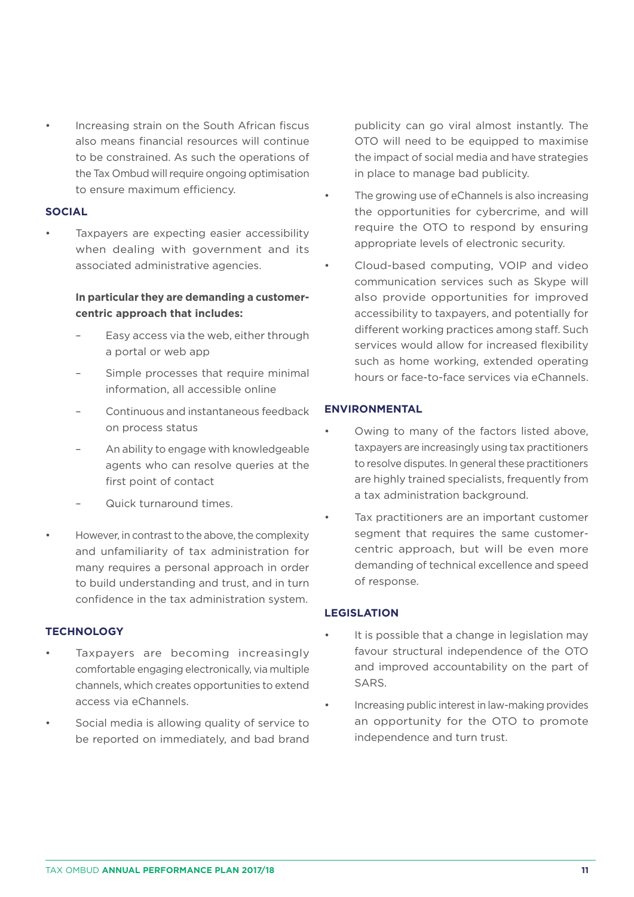- Increasing strain on the South African fiscus also means financial resources will continue to be constrained. As such the operations of the Tax Ombud will require ongoing optimisation to ensure maximum efficiency.

## SOCIAL

- Taxpayers are expecting easier accessibility when dealing with government and its associated administrative agencies.

  **In particular they are demanding a customer-centric approach that includes:**

  - Easy access via the web, either through a portal or web app
  - Simple processes that require minimal information, all accessible online
  - Continuous and instantaneous feedback on process status
  - An ability to engage with knowledgeable agents who can resolve queries at the first point of contact
  - Quick turnaround times.

- However, in contrast to the above, the complexity and unfamiliarity of tax administration for many requires a personal approach in order to build understanding and trust, and in turn confidence in the tax administration system.

## TECHNOLOGY

- Taxpayers are becoming increasingly comfortable engaging electronically, via multiple channels, which creates opportunities to extend access via eChannels.
- Social media is allowing quality of service to be reported on immediately, and bad brand publicity can go viral almost instantly. The OTO will need to be equipped to maximise the impact of social media and have strategies in place to manage bad publicity.
- The growing use of eChannels is also increasing the opportunities for cybercrime, and will require the OTO to respond by ensuring appropriate levels of electronic security.
- Cloud-based computing, VOIP and video communication services such as Skype will also provide opportunities for improved accessibility to taxpayers, and potentially for different working practices among staff. Such services would allow for increased flexibility such as home working, extended operating hours or face-to-face services via eChannels.

## ENVIRONMENTAL

- Owing to many of the factors listed above, taxpayers are increasingly using tax practitioners to resolve disputes. In general these practitioners are highly trained specialists, frequently from a tax administration background.
- Tax practitioners are an important customer segment that requires the same customer-centric approach, but will be even more demanding of technical excellence and speed of response.

## LEGISLATION

- It is possible that a change in legislation may favour structural independence of the OTO and improved accountability on the part of SARS.
- Increasing public interest in law-making provides an opportunity for the OTO to promote independence and turn trust.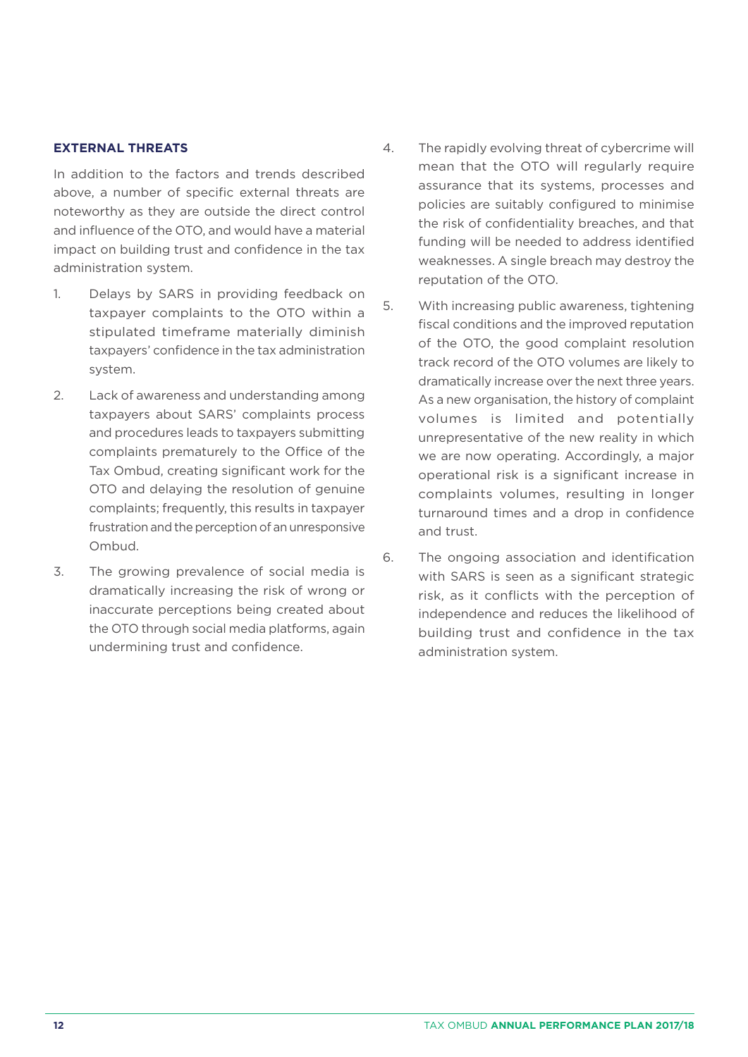### EXTERNAL THREATS

In addition to the factors and trends described above, a number of specific external threats are noteworthy as they are outside the direct control and influence of the OTO, and would have a material impact on building trust and confidence in the tax administration system.

1. Delays by SARS in providing feedback on taxpayer complaints to the OTO within a stipulated timeframe materially diminish taxpayers' confidence in the tax administration system.
2. Lack of awareness and understanding among taxpayers about SARS' complaints process and procedures leads to taxpayers submitting complaints prematurely to the Office of the Tax Ombud, creating significant work for the OTO and delaying the resolution of genuine complaints; frequently, this results in taxpayer frustration and the perception of an unresponsive Ombud.
3. The growing prevalence of social media is dramatically increasing the risk of wrong or inaccurate perceptions being created about the OTO through social media platforms, again undermining trust and confidence.
4. The rapidly evolving threat of cybercrime will mean that the OTO will regularly require assurance that its systems, processes and policies are suitably configured to minimise the risk of confidentiality breaches, and that funding will be needed to address identified weaknesses. A single breach may destroy the reputation of the OTO.
5. With increasing public awareness, tightening fiscal conditions and the improved reputation of the OTO, the good complaint resolution track record of the OTO volumes are likely to dramatically increase over the next three years. As a new organisation, the history of complaint volumes is limited and potentially unrepresentative of the new reality in which we are now operating. Accordingly, a major operational risk is a significant increase in complaints volumes, resulting in longer turnaround times and a drop in confidence and trust.
6. The ongoing association and identification with SARS is seen as a significant strategic risk, as it conflicts with the perception of independence and reduces the likelihood of building trust and confidence in the tax administration system.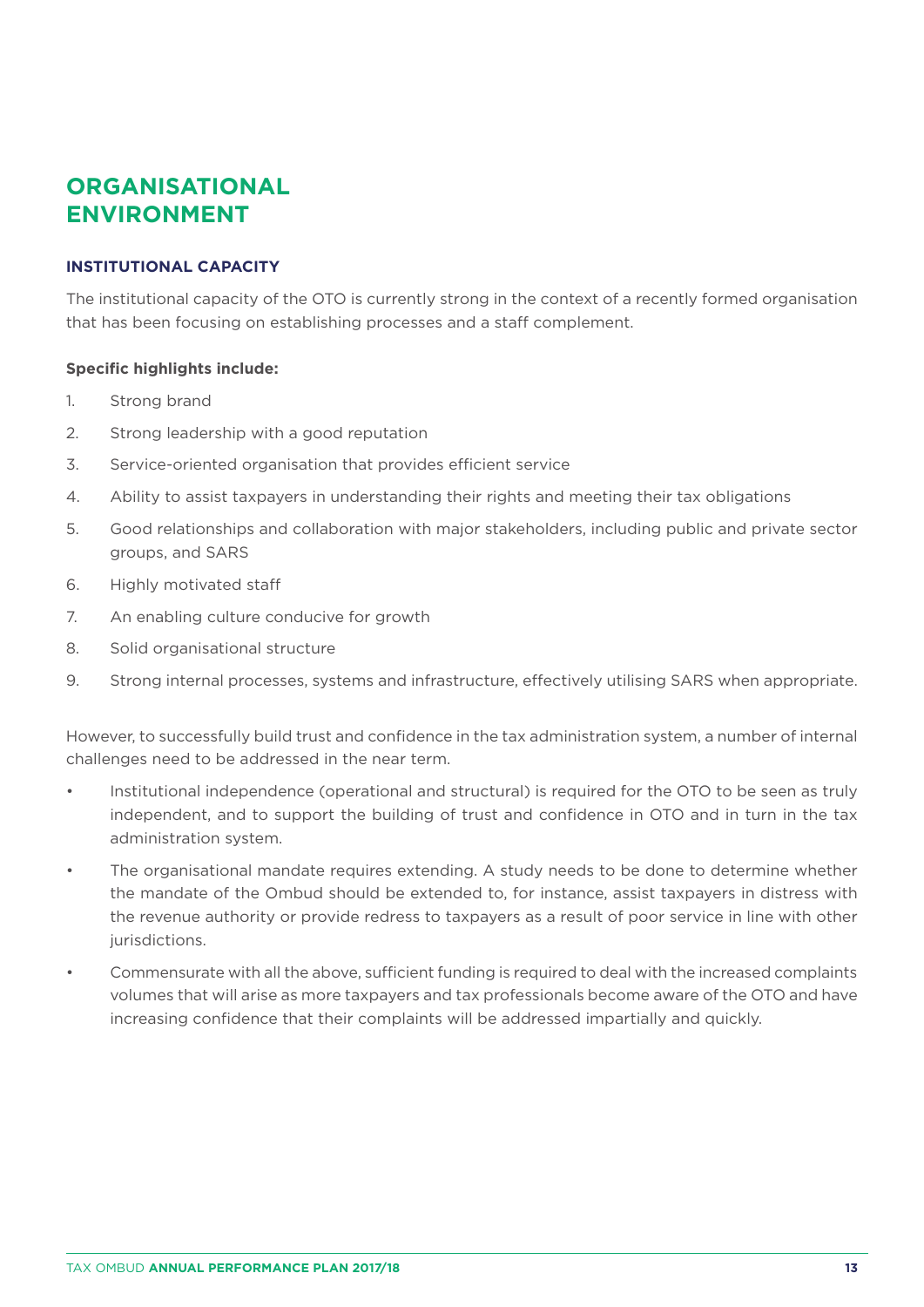# ORGANISATIONAL ENVIRONMENT

## INSTITUTIONAL CAPACITY

The institutional capacity of the OTO is currently strong in the context of a recently formed organisation that has been focusing on establishing processes and a staff complement.

**Specific highlights include:**

1. Strong brand
2. Strong leadership with a good reputation
3. Service-oriented organisation that provides efficient service
4. Ability to assist taxpayers in understanding their rights and meeting their tax obligations
5. Good relationships and collaboration with major stakeholders, including public and private sector groups, and SARS
6. Highly motivated staff
7. An enabling culture conducive for growth
8. Solid organisational structure
9. Strong internal processes, systems and infrastructure, effectively utilising SARS when appropriate.

However, to successfully build trust and confidence in the tax administration system, a number of internal challenges need to be addressed in the near term.

- Institutional independence (operational and structural) is required for the OTO to be seen as truly independent, and to support the building of trust and confidence in OTO and in turn in the tax administration system.
- The organisational mandate requires extending. A study needs to be done to determine whether the mandate of the Ombud should be extended to, for instance, assist taxpayers in distress with the revenue authority or provide redress to taxpayers as a result of poor service in line with other jurisdictions.
- Commensurate with all the above, sufficient funding is required to deal with the increased complaints volumes that will arise as more taxpayers and tax professionals become aware of the OTO and have increasing confidence that their complaints will be addressed impartially and quickly.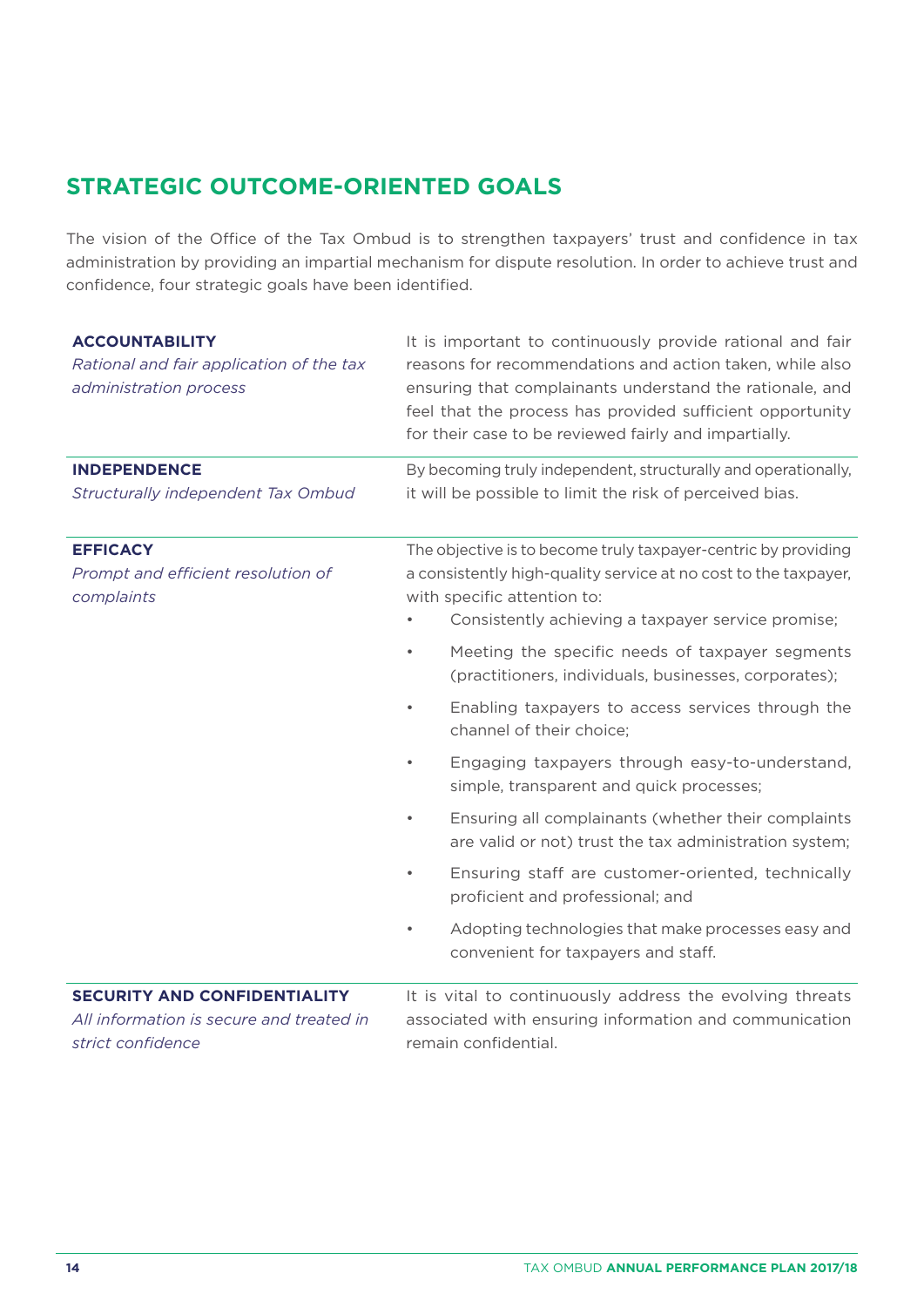## STRATEGIC OUTCOME-ORIENTED GOALS

The vision of the Office of the Tax Ombud is to strengthen taxpayers' trust and confidence in tax administration by providing an impartial mechanism for dispute resolution. In order to achieve trust and confidence, four strategic goals have been identified.

| | |
|---|---|
| **ACCOUNTABILITY**<br>*Rational and fair application of the tax administration process* | It is important to continuously provide rational and fair reasons for recommendations and action taken, while also ensuring that complainants understand the rationale, and feel that the process has provided sufficient opportunity for their case to be reviewed fairly and impartially. |
| **INDEPENDENCE**<br>*Structurally independent Tax Ombud* | By becoming truly independent, structurally and operationally, it will be possible to limit the risk of perceived bias. |
| **EFFICACY**<br>*Prompt and efficient resolution of complaints* | The objective is to become truly taxpayer-centric by providing a consistently high-quality service at no cost to the taxpayer, with specific attention to:<br>• Consistently achieving a taxpayer service promise;<br>• Meeting the specific needs of taxpayer segments (practitioners, individuals, businesses, corporates);<br>• Enabling taxpayers to access services through the channel of their choice;<br>• Engaging taxpayers through easy-to-understand, simple, transparent and quick processes;<br>• Ensuring all complainants (whether their complaints are valid or not) trust the tax administration system;<br>• Ensuring staff are customer-oriented, technically proficient and professional; and<br>• Adopting technologies that make processes easy and convenient for taxpayers and staff. |
| **SECURITY AND CONFIDENTIALITY**<br>*All information is secure and treated in strict confidence* | It is vital to continuously address the evolving threats associated with ensuring information and communication remain confidential. |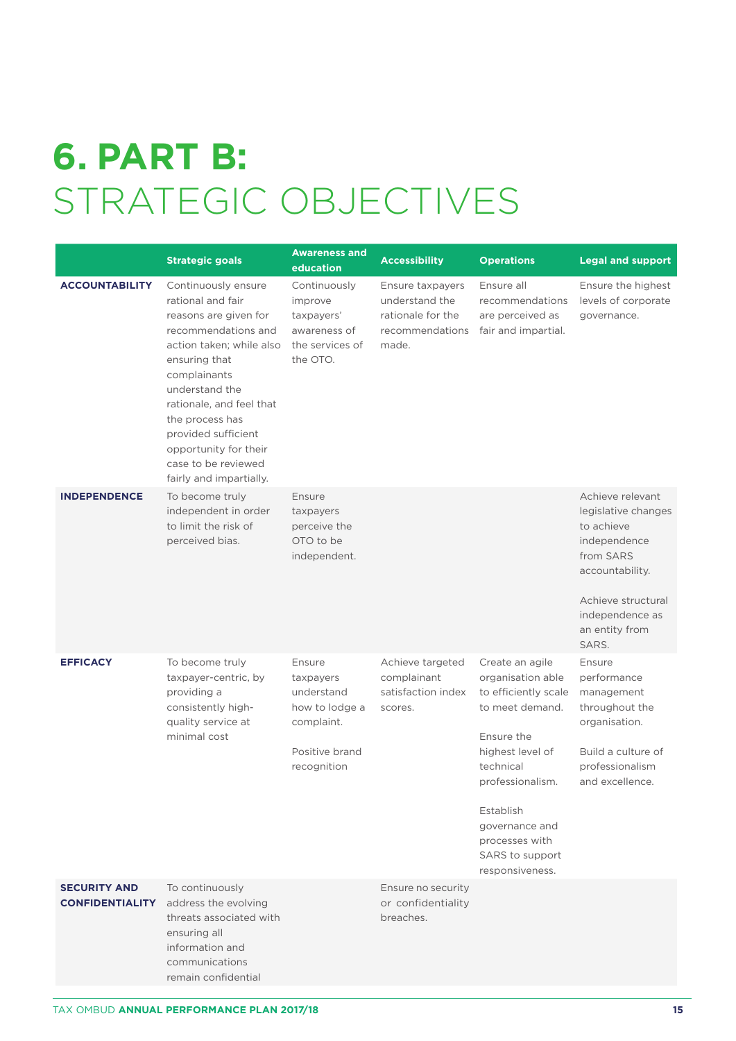# 6. PART B: STRATEGIC OBJECTIVES

| | Strategic goals | Awareness and education | Accessibility | Operations | Legal and support |
|---|---|---|---|---|---|
| **ACCOUNTABILITY** | Continuously ensure rational and fair reasons are given for recommendations and action taken; while also ensuring that complainants understand the rationale, and feel that the process has provided sufficient opportunity for their case to be reviewed fairly and impartially. | Continuously improve taxpayers' awareness of the services of the OTO. | Ensure taxpayers understand the rationale for the recommendations made. | Ensure all recommendations are perceived as fair and impartial. | Ensure the highest levels of corporate governance. |
| **INDEPENDENCE** | To become truly independent in order to limit the risk of perceived bias. | Ensure taxpayers perceive the OTO to be independent. | | | Achieve relevant legislative changes to achieve independence from SARS accountability.<br><br>Achieve structural independence as an entity from SARS. |
| **EFFICACY** | To become truly taxpayer-centric, by providing a consistently high-quality service at minimal cost | Ensure taxpayers understand how to lodge a complaint.<br><br>Positive brand recognition | Achieve targeted complainant satisfaction index scores. | Create an agile organisation able to efficiently scale to meet demand.<br><br>Ensure the highest level of technical professionalism.<br><br>Establish governance and processes with SARS to support responsiveness. | Ensure performance management throughout the organisation.<br><br>Build a culture of professionalism and excellence. |
| **SECURITY AND CONFIDENTIALITY** | To continuously address the evolving threats associated with ensuring all information and communications remain confidential | | Ensure no security or confidentiality breaches. | | |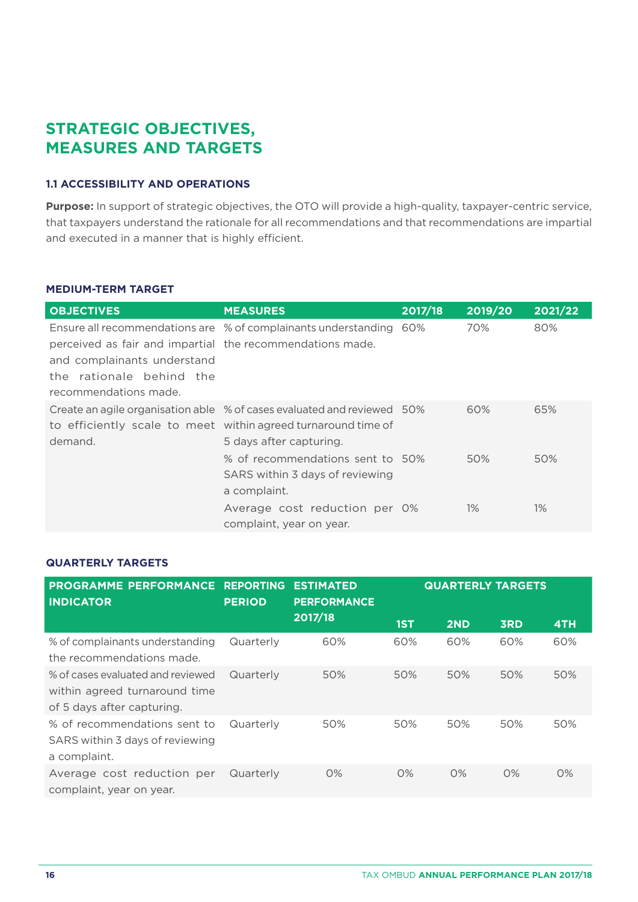# STRATEGIC OBJECTIVES, MEASURES AND TARGETS

### 1.1 ACCESSIBILITY AND OPERATIONS

**Purpose:** In support of strategic objectives, the OTO will provide a high-quality, taxpayer-centric service, that taxpayers understand the rationale for all recommendations and that recommendations are impartial and executed in a manner that is highly efficient.

#### MEDIUM-TERM TARGET

| OBJECTIVES | MEASURES | 2017/18 | 2019/20 | 2021/22 |
|---|---|---|---|---|
| Ensure all recommendations are perceived as fair and impartial and complainants understand the rationale behind the recommendations made. | % of complainants understanding the recommendations made. | 60% | 70% | 80% |
| Create an agile organisation able to efficiently scale to meet demand. | % of cases evaluated and reviewed within agreed turnaround time of 5 days after capturing. | 50% | 60% | 65% |
| | % of recommendations sent to SARS within 3 days of reviewing a complaint. | 50% | 50% | 50% |
| | Average cost reduction per complaint, year on year. | 0% | 1% | 1% |

#### QUARTERLY TARGETS

| PROGRAMME PERFORMANCE INDICATOR | REPORTING PERIOD | ESTIMATED PERFORMANCE 2017/18 | QUARTERLY TARGETS | | | |
|---|---|---|---|---|---|---|
| | | | 1ST | 2ND | 3RD | 4TH |
| % of complainants understanding the recommendations made. | Quarterly | 60% | 60% | 60% | 60% | 60% |
| % of cases evaluated and reviewed within agreed turnaround time of 5 days after capturing. | Quarterly | 50% | 50% | 50% | 50% | 50% |
| % of recommendations sent to SARS within 3 days of reviewing a complaint. | Quarterly | 50% | 50% | 50% | 50% | 50% |
| Average cost reduction per complaint, year on year. | Quarterly | 0% | 0% | 0% | 0% | 0% |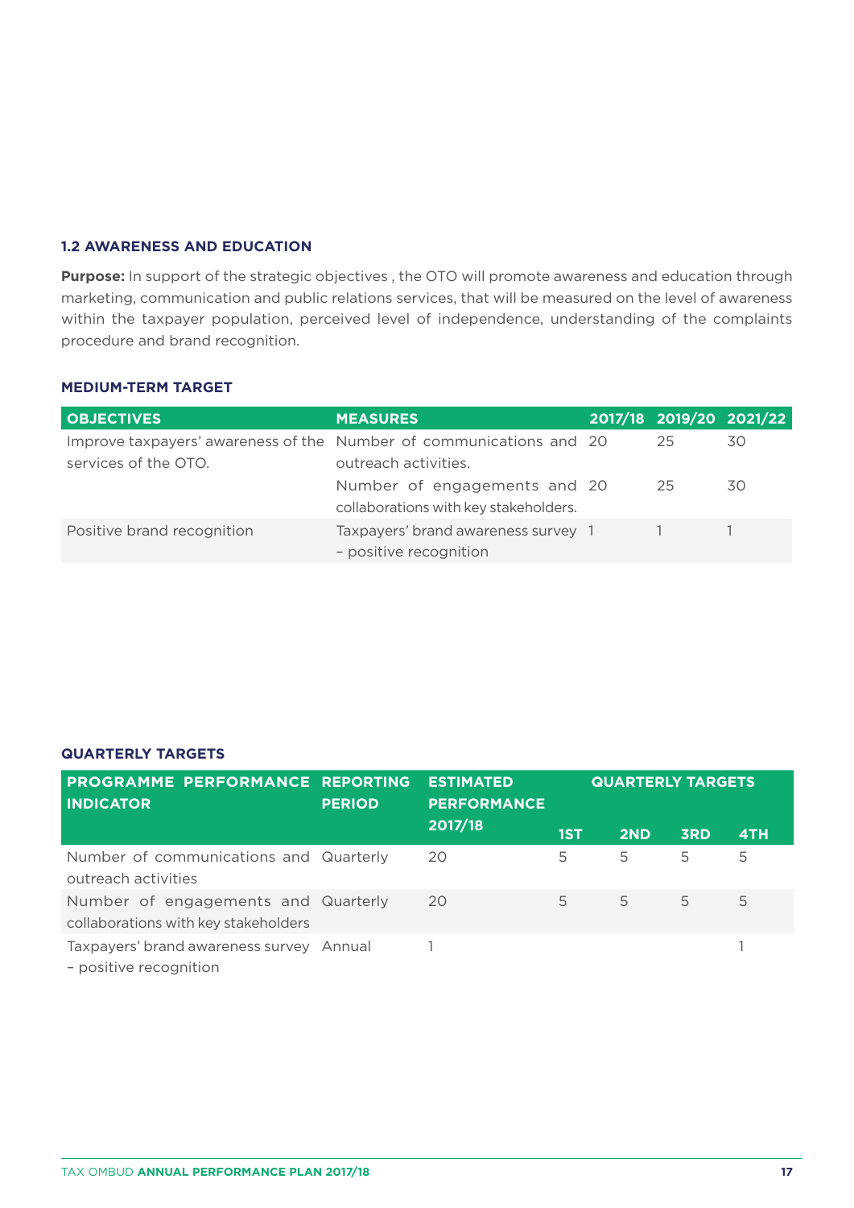### 1.2 AWARENESS AND EDUCATION

**Purpose:** In support of the strategic objectives , the OTO will promote awareness and education through marketing, communication and public relations services, that will be measured on the level of awareness within the taxpayer population, perceived level of independence, understanding of the complaints procedure and brand recognition.

#### MEDIUM-TERM TARGET

| OBJECTIVES | MEASURES | 2017/18 | 2019/20 | 2021/22 |
|---|---|---|---|---|
| Improve taxpayers' awareness of the services of the OTO. | Number of communications and outreach activities. | 20 | 25 | 30 |
| | Number of engagements and collaborations with key stakeholders. | 20 | 25 | 30 |
| Positive brand recognition | Taxpayers' brand awareness survey – positive recognition | 1 | 1 | 1 |

#### QUARTERLY TARGETS

| PROGRAMME PERFORMANCE INDICATOR | REPORTING PERIOD | ESTIMATED PERFORMANCE 2017/18 | QUARTERLY TARGETS | | | |
|---|---|---|---|---|---|---|
| | | | 1ST | 2ND | 3RD | 4TH |
| Number of communications and outreach activities | Quarterly | 20 | 5 | 5 | 5 | 5 |
| Number of engagements and collaborations with key stakeholders | Quarterly | 20 | 5 | 5 | 5 | 5 |
| Taxpayers' brand awareness survey – positive recognition | Annual | 1 | | | | 1 |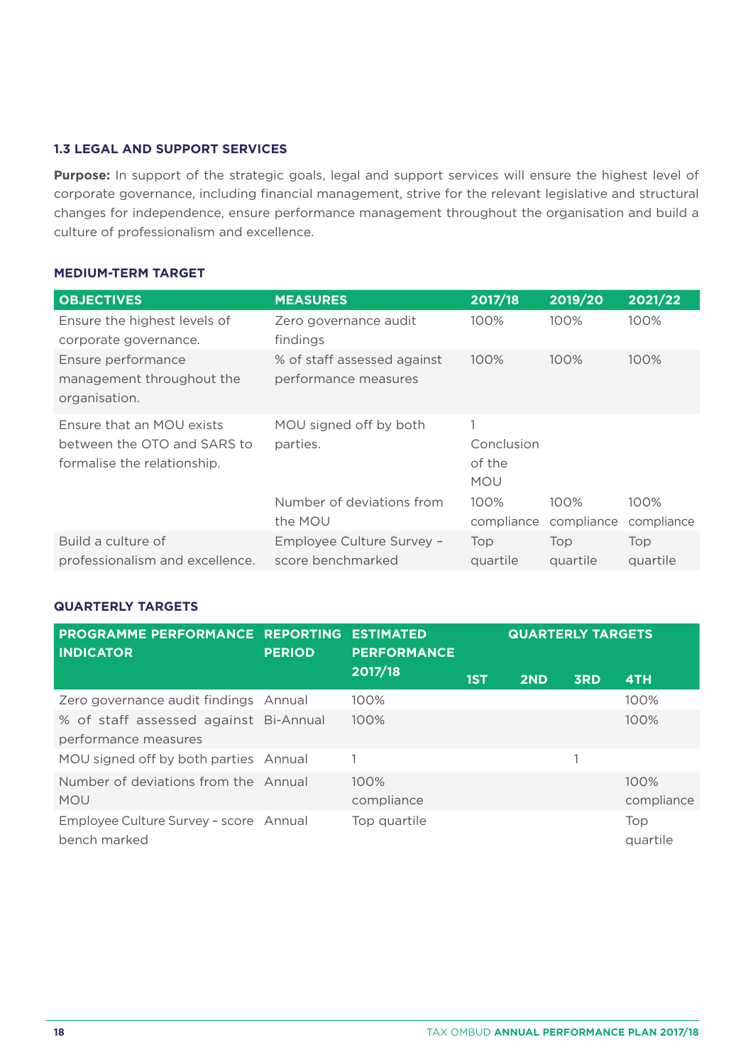### 1.3 LEGAL AND SUPPORT SERVICES

**Purpose:** In support of the strategic goals, legal and support services will ensure the highest level of corporate governance, including financial management, strive for the relevant legislative and structural changes for independence, ensure performance management throughout the organisation and build a culture of professionalism and excellence.

#### MEDIUM-TERM TARGET

| OBJECTIVES | MEASURES | 2017/18 | 2019/20 | 2021/22 |
|---|---|---|---|---|
| Ensure the highest levels of corporate governance. | Zero governance audit findings | 100% | 100% | 100% |
| Ensure performance management throughout the organisation. | % of staff assessed against performance measures | 100% | 100% | 100% |
| Ensure that an MOU exists between the OTO and SARS to formalise the relationship. | MOU signed off by both parties. | 1 Conclusion of the MOU | | |
| | Number of deviations from the MOU | 100% compliance | 100% compliance | 100% compliance |
| Build a culture of professionalism and excellence. | Employee Culture Survey – score benchmarked | Top quartile | Top quartile | Top quartile |

#### QUARTERLY TARGETS

| PROGRAMME PERFORMANCE INDICATOR | REPORTING PERIOD | ESTIMATED PERFORMANCE 2017/18 | QUARTERLY TARGETS | | | |
|---|---|---|---|---|---|---|
| | | | 1ST | 2ND | 3RD | 4TH |
| Zero governance audit findings | Annual | 100% | | | | 100% |
| % of staff assessed against performance measures | Bi-Annual | 100% | | | | 100% |
| MOU signed off by both parties | Annual | 1 | | | 1 | |
| Number of deviations from the MOU | Annual | 100% compliance | | | | 100% compliance |
| Employee Culture Survey – score bench marked | Annual | Top quartile | | | | Top quartile |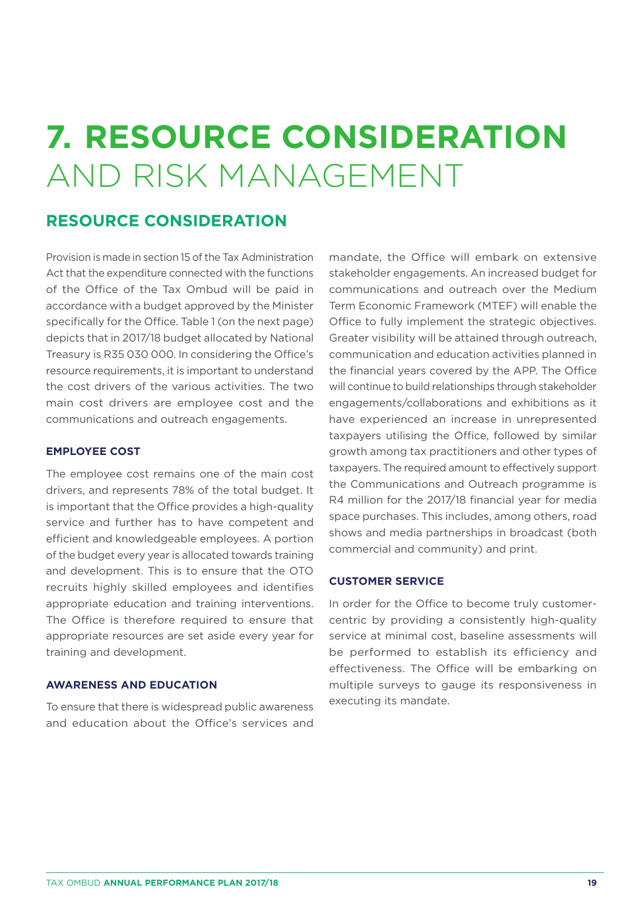# 7. RESOURCE CONSIDERATION AND RISK MANAGEMENT

## RESOURCE CONSIDERATION

Provision is made in section 15 of the Tax Administration Act that the expenditure connected with the functions of the Office of the Tax Ombud will be paid in accordance with a budget approved by the Minister specifically for the Office. Table 1 (on the next page) depicts that in 2017/18 budget allocated by National Treasury is R35 030 000. In considering the Office's resource requirements, it is important to understand the cost drivers of the various activities. The two main cost drivers are employee cost and the communications and outreach engagements.

### EMPLOYEE COST

The employee cost remains one of the main cost drivers, and represents 78% of the total budget. It is important that the Office provides a high-quality service and further has to have competent and efficient and knowledgeable employees. A portion of the budget every year is allocated towards training and development. This is to ensure that the OTO recruits highly skilled employees and identifies appropriate education and training interventions. The Office is therefore required to ensure that appropriate resources are set aside every year for training and development.

### AWARENESS AND EDUCATION

To ensure that there is widespread public awareness and education about the Office's services and mandate, the Office will embark on extensive stakeholder engagements. An increased budget for communications and outreach over the Medium Term Economic Framework (MTEF) will enable the Office to fully implement the strategic objectives. Greater visibility will be attained through outreach, communication and education activities planned in the financial years covered by the APP. The Office will continue to build relationships through stakeholder engagements/collaborations and exhibitions as it have experienced an increase in unrepresented taxpayers utilising the Office, followed by similar growth among tax practitioners and other types of taxpayers. The required amount to effectively support the Communications and Outreach programme is R4 million for the 2017/18 financial year for media space purchases. This includes, among others, road shows and media partnerships in broadcast (both commercial and community) and print.

### CUSTOMER SERVICE

In order for the Office to become truly customer-centric by providing a consistently high-quality service at minimal cost, baseline assessments will be performed to establish its efficiency and effectiveness. The Office will be embarking on multiple surveys to gauge its responsiveness in executing its mandate.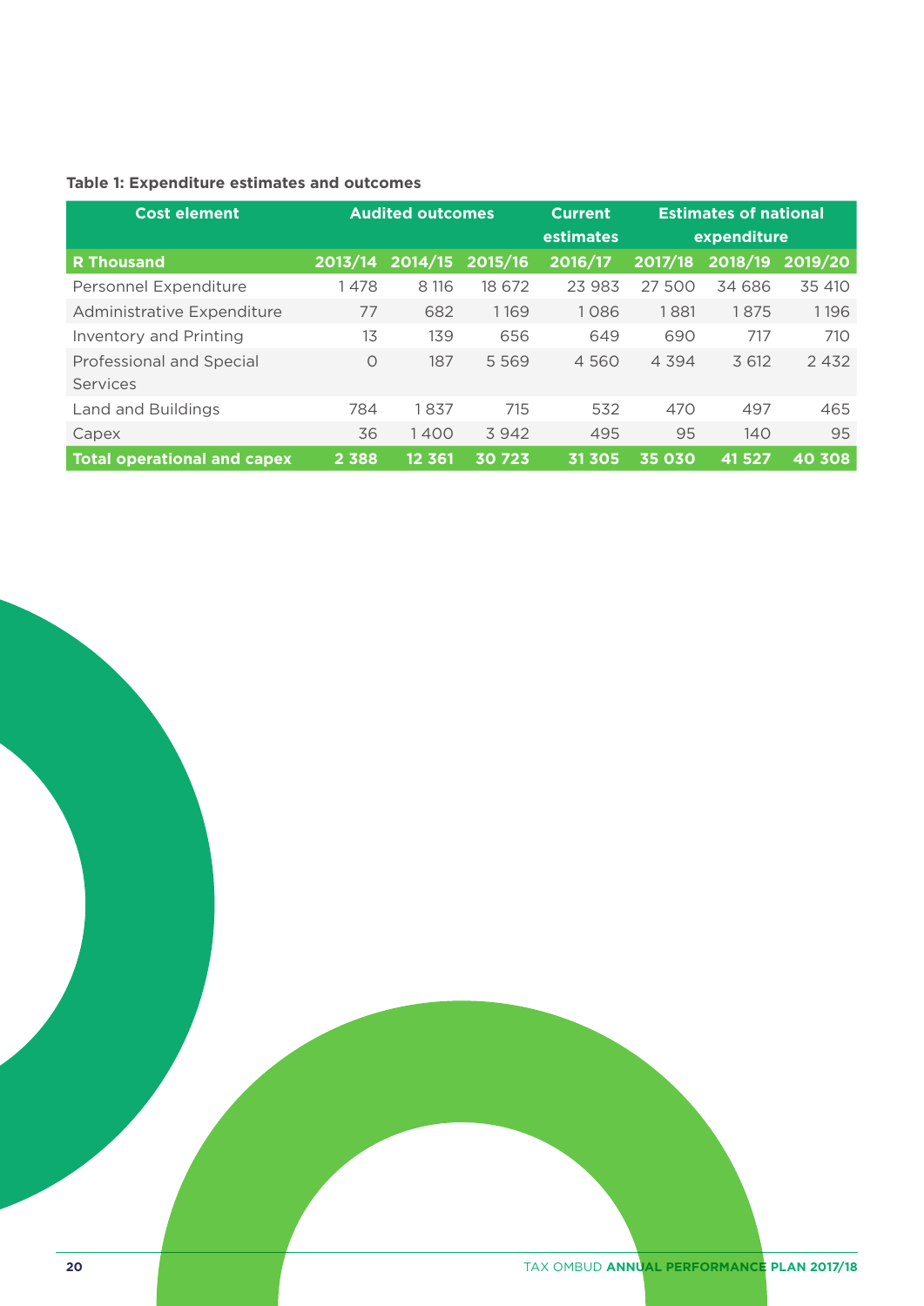**Table 1: Expenditure estimates and outcomes**

| Cost element | Audited outcomes | | | Current estimates | Estimates of national expenditure | | |
|---|---|---|---|---|---|---|---|
| **R Thousand** | **2013/14** | **2014/15** | **2015/16** | **2016/17** | **2017/18** | **2018/19** | **2019/20** |
| Personnel Expenditure | 1 478 | 8 116 | 18 672 | 23 983 | 27 500 | 34 686 | 35 410 |
| Administrative Expenditure | 77 | 682 | 1 169 | 1 086 | 1 881 | 1 875 | 1 196 |
| Inventory and Printing | 13 | 139 | 656 | 649 | 690 | 717 | 710 |
| Professional and Special Services | 0 | 187 | 5 569 | 4 560 | 4 394 | 3 612 | 2 432 |
| Land and Buildings | 784 | 1 837 | 715 | 532 | 470 | 497 | 465 |
| Capex | 36 | 1 400 | 3 942 | 495 | 95 | 140 | 95 |
| **Total operational and capex** | **2 388** | **12 361** | **30 723** | **31 305** | **35 030** | **41 527** | **40 308** |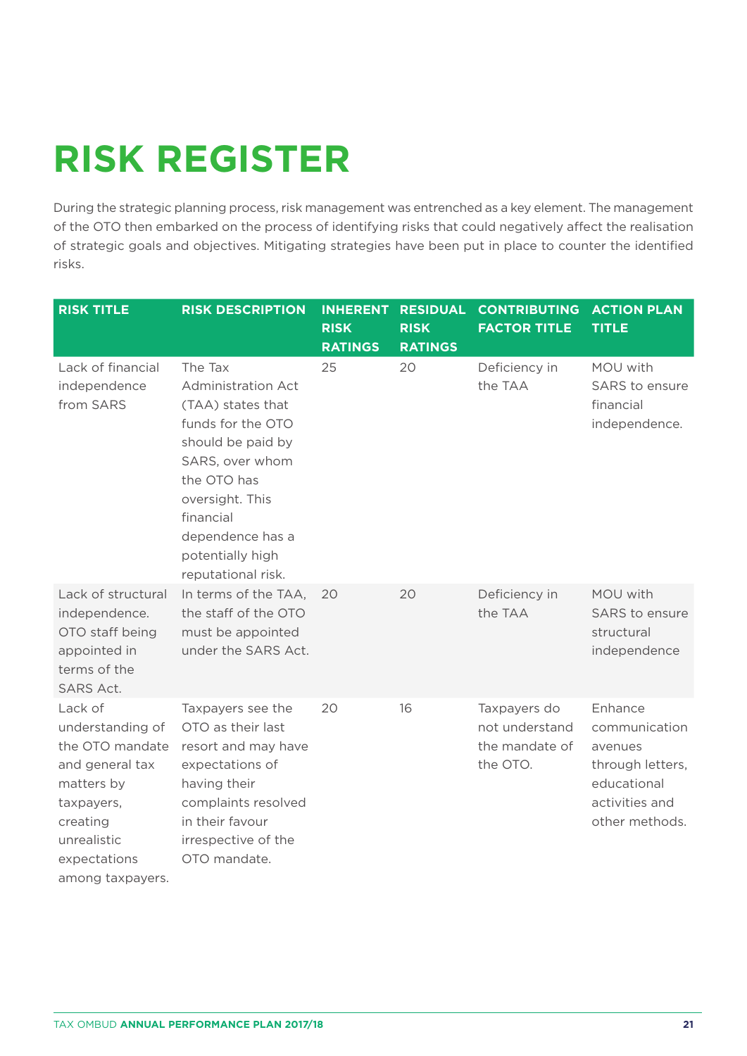# RISK REGISTER

During the strategic planning process, risk management was entrenched as a key element. The management of the OTO then embarked on the process of identifying risks that could negatively affect the realisation of strategic goals and objectives. Mitigating strategies have been put in place to counter the identified risks.

| RISK TITLE | RISK DESCRIPTION | INHERENT RISK RATINGS | RESIDUAL RISK RATINGS | CONTRIBUTING FACTOR TITLE | ACTION PLAN TITLE |
|---|---|---|---|---|---|
| Lack of financial independence from SARS | The Tax Administration Act (TAA) states that funds for the OTO should be paid by SARS, over whom the OTO has oversight. This financial dependence has a potentially high reputational risk. | 25 | 20 | Deficiency in the TAA | MOU with SARS to ensure financial independence. |
| Lack of structural independence. OTO staff being appointed in terms of the SARS Act. | In terms of the TAA, the staff of the OTO must be appointed under the SARS Act. | 20 | 20 | Deficiency in the TAA | MOU with SARS to ensure structural independence |
| Lack of understanding of the OTO mandate and general tax matters by taxpayers, creating unrealistic expectations among taxpayers. | Taxpayers see the OTO as their last resort and may have expectations of having their complaints resolved in their favour irrespective of the OTO mandate. | 20 | 16 | Taxpayers do not understand the mandate of the OTO. | Enhance communication avenues through letters, educational activities and other methods. |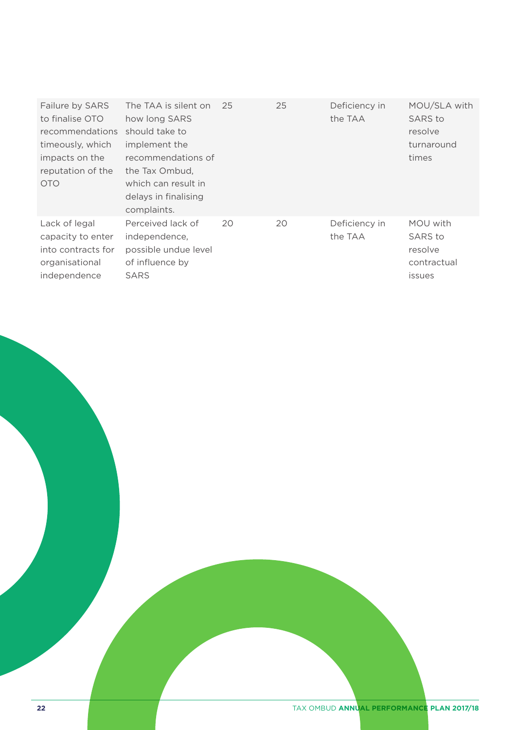| | | | | | |
|---|---|---|---|---|---|
| Failure by SARS to finalise OTO recommendations timeously, which impacts on the reputation of the OTO | The TAA is silent on how long SARS should take to implement the recommendations of the Tax Ombud, which can result in delays in finalising complaints. | 25 | 25 | Deficiency in the TAA | MOU/SLA with SARS to resolve turnaround times |
| Lack of legal capacity to enter into contracts for organisational independence | Perceived lack of independence, possible undue level of influence by SARS | 20 | 20 | Deficiency in the TAA | MOU with SARS to resolve contractual issues |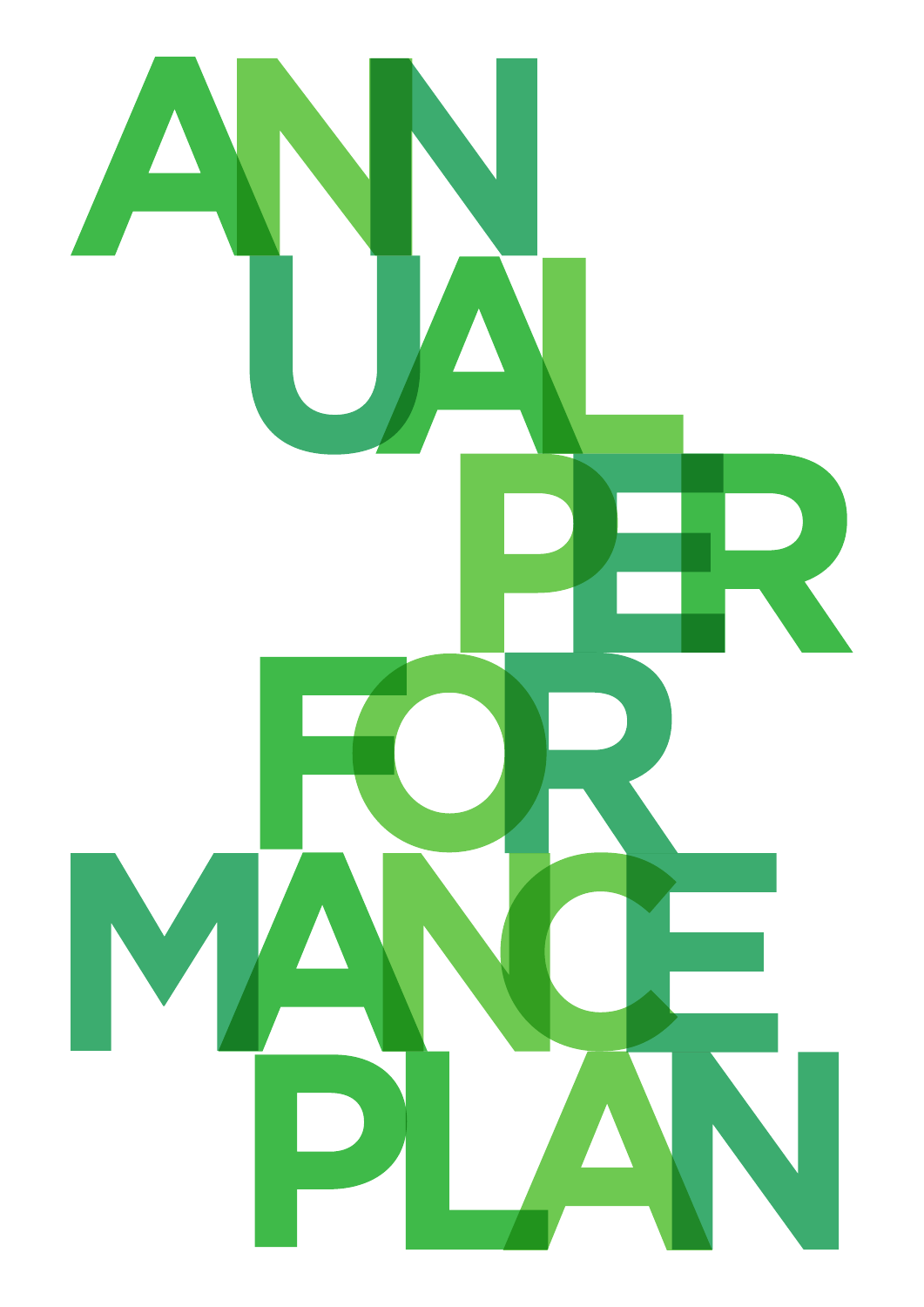# ANNUAL PERFORMANCE PLAN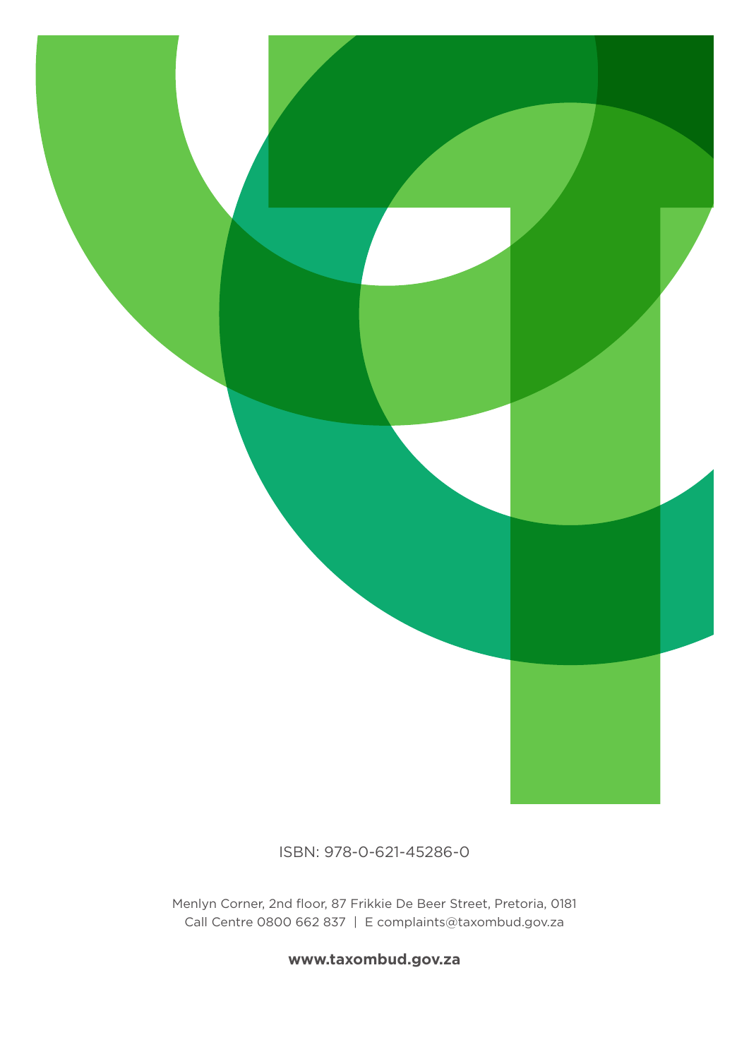ISBN: 978-0-621-45286-0

Menlyn Corner, 2nd floor, 87 Frikkie De Beer Street, Pretoria, 0181
Call Centre 0800 662 837 | E complaints@taxombud.gov.za

**www.taxombud.gov.za**